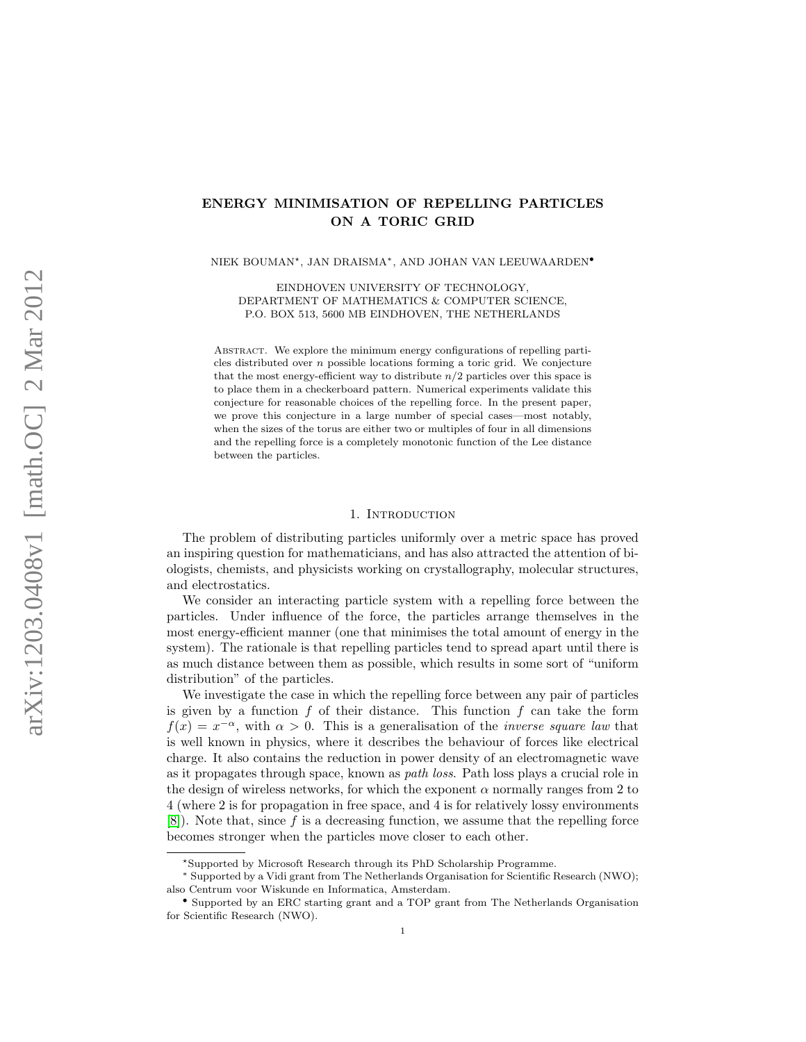# ENERGY MINIMISATION OF REPELLING PARTICLES ON A TORIC GRID

NIEK BOUMAN*, JAN DRAISMA*, AND JOHAN VAN LEEUWAARDEN•

EINDHOVEN UNIVERSITY OF TECHNOLOGY,
DEPARTMENT OF MATHEMATICS & COMPUTER SCIENCE,
P.O. BOX 513, 5600 MB EINDHOVEN, THE NETHERLANDS

Abstract. We explore the minimum energy configurations of repelling particles distributed over $n$ possible locations forming a toric grid. We conjecture that the most energy-efficient way to distribute $n/2$ particles over this space is to place them in a checkerboard pattern. Numerical experiments validate this conjecture for reasonable choices of the repelling force. In the present paper, we prove this conjecture in a large number of special cases—most notably, when the sizes of the torus are either two or multiples of four in all dimensions and the repelling force is a completely monotonic function of the Lee distance between the particles.

## 1. Introduction

The problem of distributing particles uniformly over a metric space has proved an inspiring question for mathematicians, and has also attracted the attention of biologists, chemists, and physicists working on crystallography, molecular structures, and electrostatics.

We consider an interacting particle system with a repelling force between the particles. Under influence of the force, the particles arrange themselves in the most energy-efficient manner (one that minimises the total amount of energy in the system). The rationale is that repelling particles tend to spread apart until there is as much distance between them as possible, which results in some sort of "uniform distribution" of the particles.

We investigate the case in which the repelling force between any pair of particles is given by a function $f$ of their distance. This function $f$ can take the form $f(x) = x^{-\alpha}$, with $\alpha > 0$. This is a generalisation of the *inverse square law* that is well known in physics, where it describes the behaviour of forces like electrical charge. It also contains the reduction in power density of an electromagnetic wave as it propagates through space, known as *path loss*. Path loss plays a crucial role in the design of wireless networks, for which the exponent $\alpha$ normally ranges from 2 to 4 (where 2 is for propagation in free space, and 4 is for relatively lossy environments [8]). Note that, since $f$ is a decreasing function, we assume that the repelling force becomes stronger when the particles move closer to each other.

---

*Supported by Microsoft Research through its PhD Scholarship Programme.

*Supported by a Vidi grant from The Netherlands Organisation for Scientific Research (NWO); also Centrum voor Wiskunde en Informatica, Amsterdam.

•Supported by an ERC starting grant and a TOP grant from The Netherlands Organisation for Scientific Research (NWO).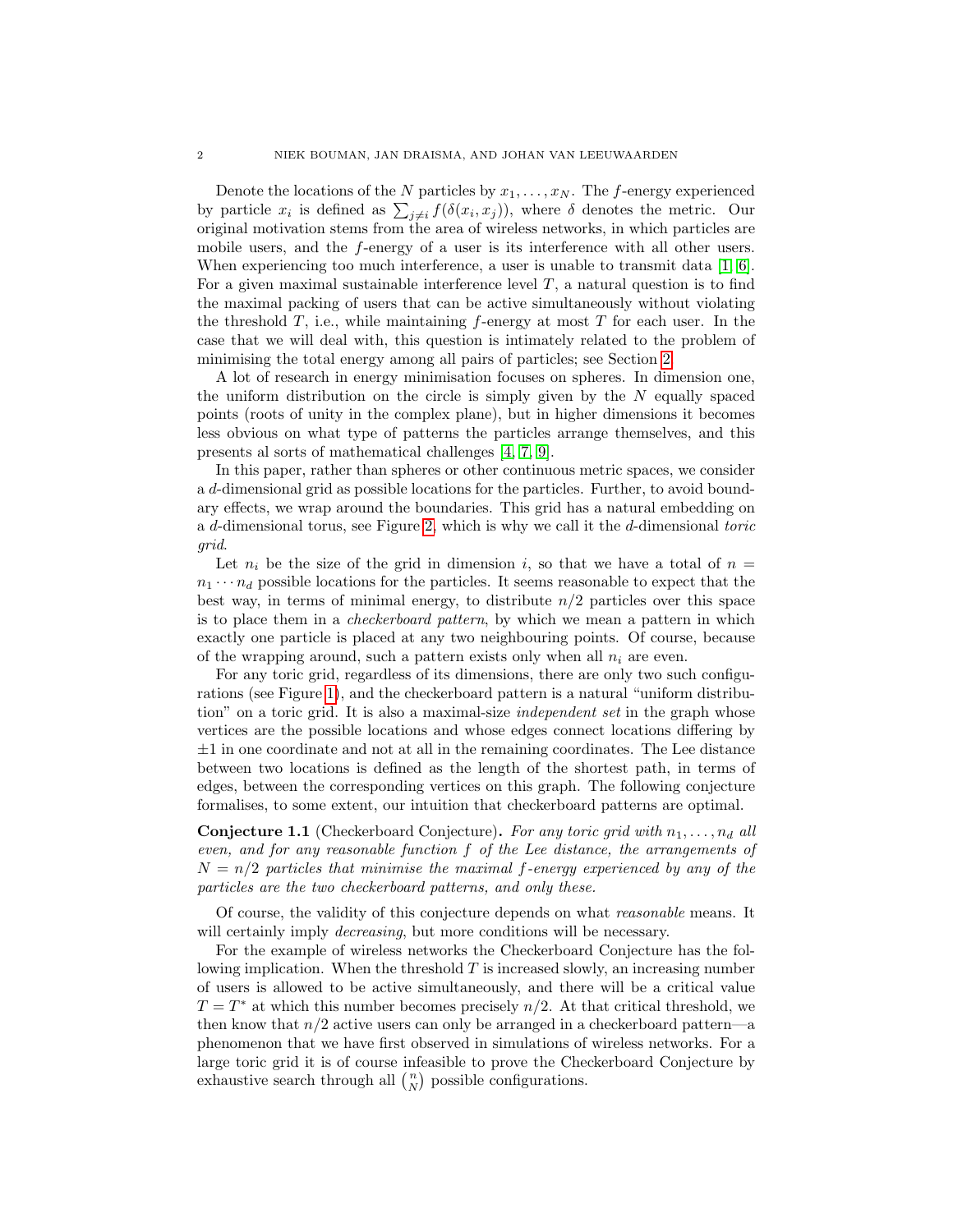Denote the locations of the $N$ particles by $x_1, \ldots, x_N$. The $f$-energy experienced by particle $x_i$ is defined as $\sum_{j \neq i} f(\delta(x_i, x_j))$, where $\delta$ denotes the metric. Our original motivation stems from the area of wireless networks, in which particles are mobile users, and the $f$-energy of a user is its interference with all other users. When experiencing too much interference, a user is unable to transmit data [1, 6]. For a given maximal sustainable interference level $T$, a natural question is to find the maximal packing of users that can be active simultaneously without violating the threshold $T$, i.e., while maintaining $f$-energy at most $T$ for each user. In the case that we will deal with, this question is intimately related to the problem of minimising the total energy among all pairs of particles; see Section 2.

A lot of research in energy minimisation focuses on spheres. In dimension one, the uniform distribution on the circle is simply given by the $N$ equally spaced points (roots of unity in the complex plane), but in higher dimensions it becomes less obvious on what type of patterns the particles arrange themselves, and this presents al sorts of mathematical challenges [4, 7, 9].

In this paper, rather than spheres or other continuous metric spaces, we consider a $d$-dimensional grid as possible locations for the particles. Further, to avoid boundary effects, we wrap around the boundaries. This grid has a natural embedding on a $d$-dimensional torus, see Figure 2, which is why we call it the $d$-dimensional *toric grid*.

Let $n_i$ be the size of the grid in dimension $i$, so that we have a total of $n = n_1 \cdots n_d$ possible locations for the particles. It seems reasonable to expect that the best way, in terms of minimal energy, to distribute $n/2$ particles over this space is to place them in a *checkerboard pattern*, by which we mean a pattern in which exactly one particle is placed at any two neighbouring points. Of course, because of the wrapping around, such a pattern exists only when all $n_i$ are even.

For any toric grid, regardless of its dimensions, there are only two such configurations (see Figure 1), and the checkerboard pattern is a natural "uniform distribution" on a toric grid. It is also a maximal-size *independent set* in the graph whose vertices are the possible locations and whose edges connect locations differing by $\pm 1$ in one coordinate and not at all in the remaining coordinates. The Lee distance between two locations is defined as the length of the shortest path, in terms of edges, between the corresponding vertices on this graph. The following conjecture formalises, to some extent, our intuition that checkerboard patterns are optimal.

**Conjecture 1.1** (Checkerboard Conjecture)**.** *For any toric grid with $n_1, \ldots, n_d$ all even, and for any reasonable function $f$ of the Lee distance, the arrangements of $N = n/2$ particles that minimise the maximal $f$-energy experienced by any of the particles are the two checkerboard patterns, and only these.*

Of course, the validity of this conjecture depends on what *reasonable* means. It will certainly imply *decreasing*, but more conditions will be necessary.

For the example of wireless networks the Checkerboard Conjecture has the following implication. When the threshold $T$ is increased slowly, an increasing number of users is allowed to be active simultaneously, and there will be a critical value $T = T^*$ at which this number becomes precisely $n/2$. At that critical threshold, we then know that $n/2$ active users can only be arranged in a checkerboard pattern—a phenomenon that we have first observed in simulations of wireless networks. For a large toric grid it is of course infeasible to prove the Checkerboard Conjecture by exhaustive search through all $\binom{n}{N}$ possible configurations.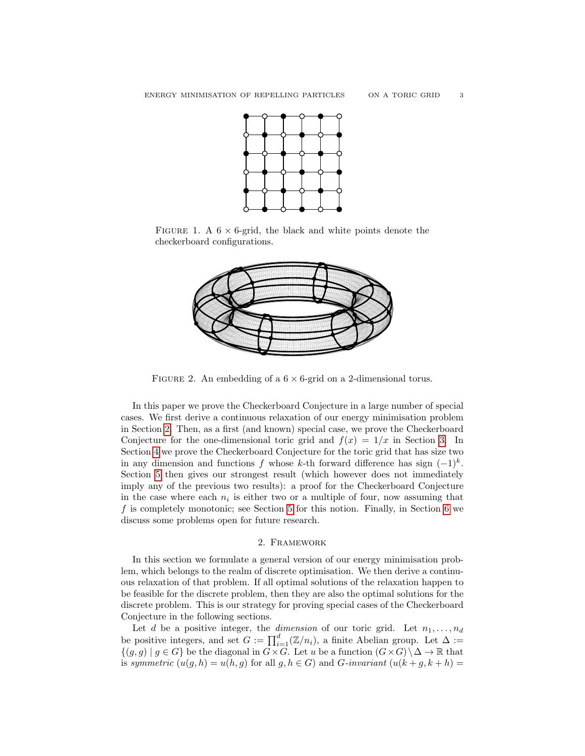FIGURE 1. A $6 \times 6$-grid, the black and white points denote the checkerboard configurations.

FIGURE 2. An embedding of a $6 \times 6$-grid on a 2-dimensional torus.

In this paper we prove the Checkerboard Conjecture in a large number of special cases. We first derive a continuous relaxation of our energy minimisation problem in Section 2. Then, as a first (and known) special case, we prove the Checkerboard Conjecture for the one-dimensional toric grid and $f(x) = 1/x$ in Section 3. In Section 4 we prove the Checkerboard Conjecture for the toric grid that has size two in any dimension and functions $f$ whose $k$-th forward difference has sign $(-1)^k$. Section 5 then gives our strongest result (which however does not immediately imply any of the previous two results): a proof for the Checkerboard Conjecture in the case where each $n_i$ is either two or a multiple of four, now assuming that $f$ is completely monotonic; see Section 5 for this notion. Finally, in Section 6 we discuss some problems open for future research.

## 2. Framework

In this section we formulate a general version of our energy minimisation problem, which belongs to the realm of discrete optimisation. We then derive a continuous relaxation of that problem. If all optimal solutions of the relaxation happen to be feasible for the discrete problem, then they are also the optimal solutions for the discrete problem. This is our strategy for proving special cases of the Checkerboard Conjecture in the following sections.

Let $d$ be a positive integer, the *dimension* of our toric grid. Let $n_1, \ldots, n_d$ be positive integers, and set $G := \prod_{i=1}^{d}(\mathbb{Z}/n_i)$, a finite Abelian group. Let $\Delta := \{(g, g) \mid g \in G\}$ be the diagonal in $G \times G$. Let $u$ be a function $(G \times G) \setminus \Delta \to \mathbb{R}$ that is *symmetric* ($u(g, h) = u(h, g)$ for all $g, h \in G$) and *G-invariant* ($u(k + g, k + h) =$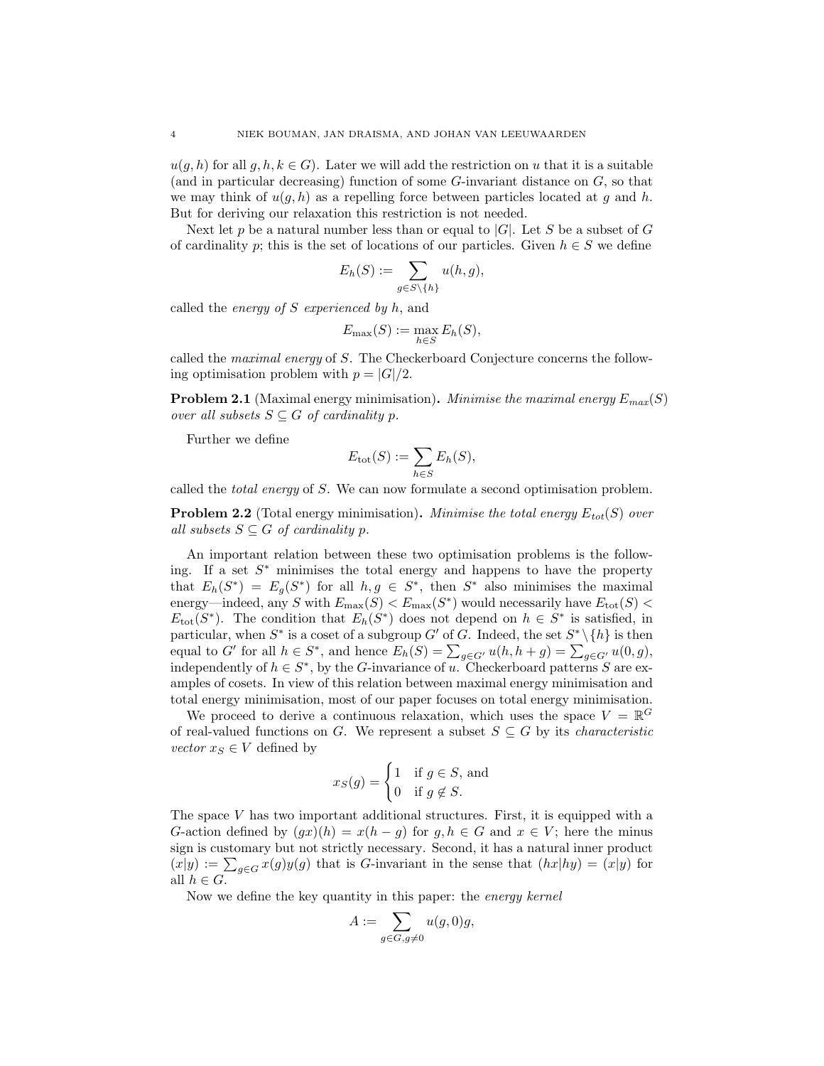$u(g, h)$ for all $g, h, k \in G$). Later we will add the restriction on $u$ that it is a suitable (and in particular decreasing) function of some $G$-invariant distance on $G$, so that we may think of $u(g, h)$ as a repelling force between particles located at $g$ and $h$. But for deriving our relaxation this restriction is not needed.

Next let $p$ be a natural number less than or equal to $|G|$. Let $S$ be a subset of $G$ of cardinality $p$; this is the set of locations of our particles. Given $h \in S$ we define

$$E_h(S) := \sum_{g \in S \setminus \{h\}} u(h, g),$$

called the *energy of $S$ experienced by $h$*, and

$$E_{\max}(S) := \max_{h \in S} E_h(S),$$

called the *maximal energy* of $S$. The Checkerboard Conjecture concerns the following optimisation problem with $p = |G|/2$.

**Problem 2.1** (Maximal energy minimisation)**.** *Minimise the maximal energy $E_{max}(S)$ over all subsets $S \subseteq G$ of cardinality $p$.*

Further we define

$$E_{\text{tot}}(S) := \sum_{h \in S} E_h(S),$$

called the *total energy* of $S$. We can now formulate a second optimisation problem.

**Problem 2.2** (Total energy minimisation)**.** *Minimise the total energy $E_{tot}(S)$ over all subsets $S \subseteq G$ of cardinality $p$.*

An important relation between these two optimisation problems is the following. If a set $S^*$ minimises the total energy and happens to have the property that $E_h(S^*) = E_g(S^*)$ for all $h, g \in S^*$, then $S^*$ also minimises the maximal energy—indeed, any $S$ with $E_{\max}(S) < E_{\max}(S^*)$ would necessarily have $E_{\text{tot}}(S) < E_{\text{tot}}(S^*)$. The condition that $E_h(S^*)$ does not depend on $h \in S^*$ is satisfied, in particular, when $S^*$ is a coset of a subgroup $G'$ of $G$. Indeed, the set $S^* \setminus \{h\}$ is then equal to $G'$ for all $h \in S^*$, and hence $E_h(S) = \sum_{g \in G'} u(h, h + g) = \sum_{g \in G'} u(0, g)$, independently of $h \in S^*$, by the $G$-invariance of $u$. Checkerboard patterns $S$ are examples of cosets. In view of this relation between maximal energy minimisation and total energy minimisation, most of our paper focuses on total energy minimisation.

We proceed to derive a continuous relaxation, which uses the space $V = \mathbb{R}^G$ of real-valued functions on $G$. We represent a subset $S \subseteq G$ by its *characteristic vector* $x_S \in V$ defined by

$$x_S(g) = \begin{cases} 1 & \text{if } g \in S \text{, and} \\ 0 & \text{if } g \notin S. \end{cases}$$

The space $V$ has two important additional structures. First, it is equipped with a $G$-action defined by $(gx)(h) = x(h - g)$ for $g, h \in G$ and $x \in V$; here the minus sign is customary but not strictly necessary. Second, it has a natural inner product $(x|y) := \sum_{g \in G} x(g)y(g)$ that is $G$-invariant in the sense that $(hx|hy) = (x|y)$ for all $h \in G$.

Now we define the key quantity in this paper: the *energy kernel*

$$A := \sum_{g \in G, g \neq 0} u(g, 0)g,$$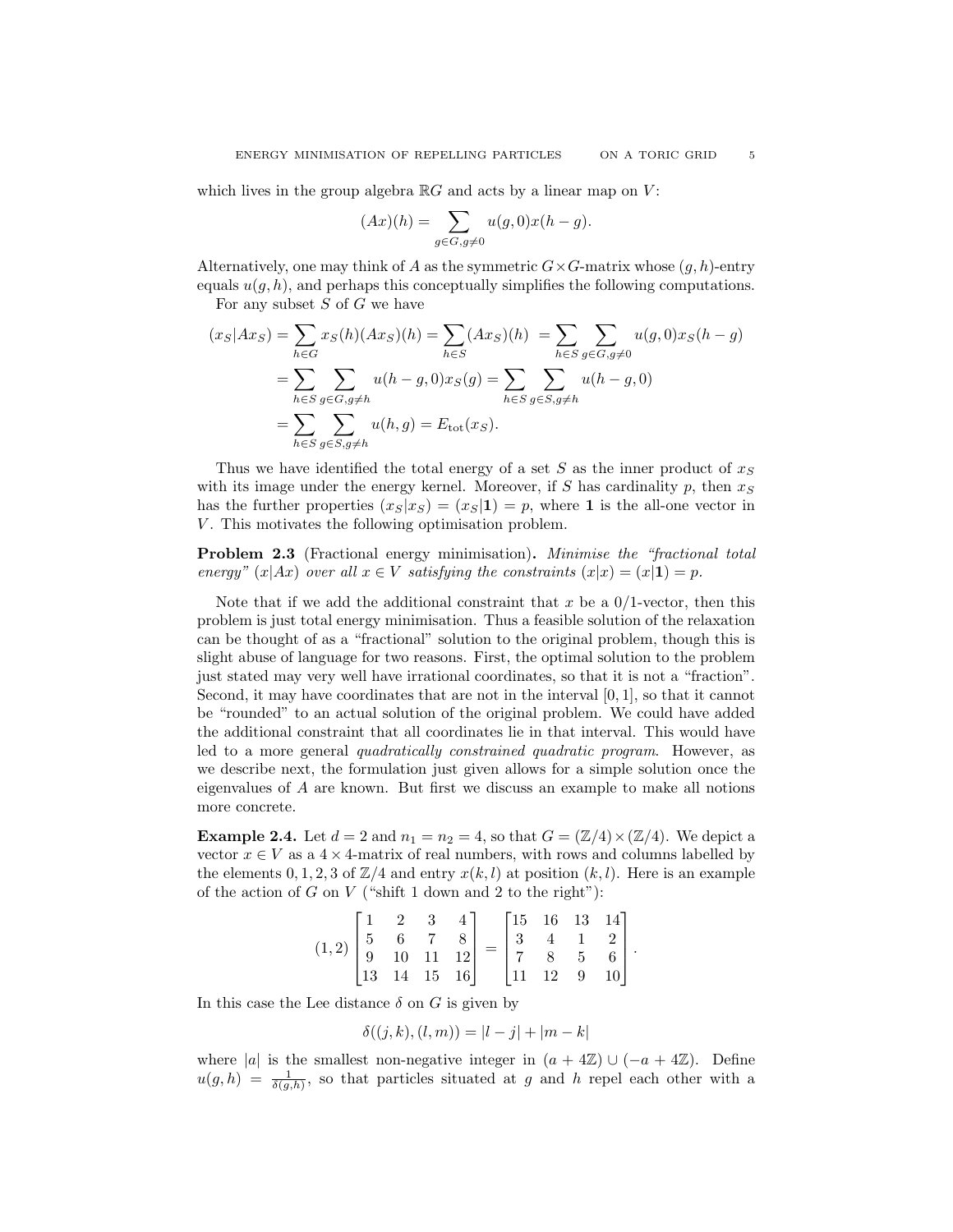which lives in the group algebra $\mathbb{R}G$ and acts by a linear map on $V$:

$$(Ax)(h) = \sum_{g \in G, g \neq 0} u(g, 0)x(h - g).$$

Alternatively, one may think of $A$ as the symmetric $G \times G$-matrix whose $(g, h)$-entry equals $u(g, h)$, and perhaps this conceptually simplifies the following computations.

For any subset $S$ of $G$ we have

$$\begin{aligned}
(x_S|Ax_S) &= \sum_{h \in G} x_S(h)(Ax_S)(h) = \sum_{h \in S}(Ax_S)(h) = \sum_{h \in S} \sum_{g \in G, g \neq 0} u(g, 0)x_S(h - g) \\
&= \sum_{h \in S} \sum_{g \in G, g \neq h} u(h - g, 0)x_S(g) = \sum_{h \in S} \sum_{g \in S, g \neq h} u(h - g, 0) \\
&= \sum_{h \in S} \sum_{g \in S, g \neq h} u(h, g) = E_{\text{tot}}(x_S).
\end{aligned}$$

Thus we have identified the total energy of a set $S$ as the inner product of $x_S$ with its image under the energy kernel. Moreover, if $S$ has cardinality $p$, then $x_S$ has the further properties $(x_S|x_S) = (x_S|\mathbf{1}) = p$, where $\mathbf{1}$ is the all-one vector in $V$. This motivates the following optimisation problem.

**Problem 2.3** (Fractional energy minimisation)**.** *Minimise the "fractional total energy" $(x|Ax)$ over all $x \in V$ satisfying the constraints $(x|x) = (x|\mathbf{1}) = p$.*

Note that if we add the additional constraint that $x$ be a 0/1-vector, then this problem is just total energy minimisation. Thus a feasible solution of the relaxation can be thought of as a "fractional" solution to the original problem, though this is slight abuse of language for two reasons. First, the optimal solution to the problem just stated may very well have irrational coordinates, so that it is not a "fraction". Second, it may have coordinates that are not in the interval $[0, 1]$, so that it cannot be "rounded" to an actual solution of the original problem. We could have added the additional constraint that all coordinates lie in that interval. This would have led to a more general *quadratically constrained quadratic program*. However, as we describe next, the formulation just given allows for a simple solution once the eigenvalues of $A$ are known. But first we discuss an example to make all notions more concrete.

**Example 2.4.** Let $d = 2$ and $n_1 = n_2 = 4$, so that $G = (\mathbb{Z}/4) \times (\mathbb{Z}/4)$. We depict a vector $x \in V$ as a $4 \times 4$-matrix of real numbers, with rows and columns labelled by the elements $0, 1, 2, 3$ of $\mathbb{Z}/4$ and entry $x(k, l)$ at position $(k, l)$. Here is an example of the action of $G$ on $V$ ("shift 1 down and 2 to the right"):

$$(1, 2) \begin{bmatrix} 1 & 2 & 3 & 4 \\ 5 & 6 & 7 & 8 \\ 9 & 10 & 11 & 12 \\ 13 & 14 & 15 & 16 \end{bmatrix} = \begin{bmatrix} 15 & 16 & 13 & 14 \\ 3 & 4 & 1 & 2 \\ 7 & 8 & 5 & 6 \\ 11 & 12 & 9 & 10 \end{bmatrix}.$$

In this case the Lee distance $\delta$ on $G$ is given by

$$\delta((j, k), (l, m)) = |l - j| + |m - k|$$

where $|a|$ is the smallest non-negative integer in $(a + 4\mathbb{Z}) \cup (-a + 4\mathbb{Z})$. Define $u(g, h) = \frac{1}{\delta(g,h)}$, so that particles situated at $g$ and $h$ repel each other with a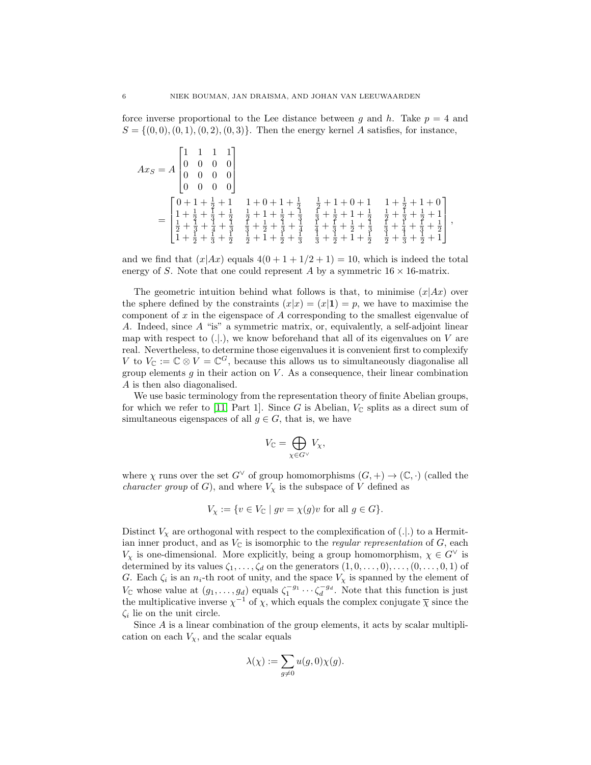force inverse proportional to the Lee distance between $g$ and $h$. Take $p = 4$ and $S = \{(0,0),(0,1),(0,2),(0,3)\}$. Then the energy kernel $A$ satisfies, for instance,

$$
\begin{aligned}
Ax_S &= A \begin{bmatrix} 1 & 1 & 1 & 1 \\ 0 & 0 & 0 & 0 \\ 0 & 0 & 0 & 0 \\ 0 & 0 & 0 & 0 \end{bmatrix} \\
&= \begin{bmatrix} 0+1+\frac{1}{2}+1 & 1+0+1+\frac{1}{2} & \frac{1}{2}+1+0+1 & 1+\frac{1}{2}+1+0 \\ 1+\frac{1}{2}+\frac{1}{3}+\frac{1}{2} & \frac{1}{2}+1+\frac{1}{2}+\frac{1}{3} & \frac{1}{3}+\frac{1}{2}+1+\frac{1}{2} & \frac{1}{2}+\frac{1}{3}+\frac{1}{2}+1 \\ \frac{1}{2}+\frac{1}{3}+\frac{1}{4}+\frac{1}{3} & \frac{1}{3}+\frac{1}{2}+\frac{1}{3}+\frac{1}{4} & \frac{1}{4}+\frac{1}{3}+\frac{1}{2}+\frac{1}{3} & \frac{1}{3}+\frac{1}{4}+\frac{1}{3}+\frac{1}{2} \\ 1+\frac{1}{2}+\frac{1}{3}+\frac{1}{2} & \frac{1}{2}+1+\frac{1}{2}+\frac{1}{3} & \frac{1}{3}+\frac{1}{2}+1+\frac{1}{2} & \frac{1}{2}+\frac{1}{3}+\frac{1}{2}+1 \end{bmatrix},
\end{aligned}
$$

and we find that $(x|Ax)$ equals $4(0+1+1/2+1) = 10$, which is indeed the total energy of $S$. Note that one could represent $A$ by a symmetric $16 \times 16$-matrix.

The geometric intuition behind what follows is that, to minimise $(x|Ax)$ over the sphere defined by the constraints $(x|x) = (x|\mathbf{1}) = p$, we have to maximise the component of $x$ in the eigenspace of $A$ corresponding to the smallest eigenvalue of $A$. Indeed, since $A$ "is" a symmetric matrix, or, equivalently, a self-adjoint linear map with respect to $(.|.)$, we know beforehand that all of its eigenvalues on $V$ are real. Nevertheless, to determine those eigenvalues it is convenient first to complexify $V$ to $V_{\mathbb{C}} := \mathbb{C} \otimes V = \mathbb{C}^G$, because this allows us to simultaneously diagonalise all group elements $g$ in their action on $V$. As a consequence, their linear combination $A$ is then also diagonalised.

We use basic terminology from the representation theory of finite Abelian groups, for which we refer to [11, Part 1]. Since $G$ is Abelian, $V_{\mathbb{C}}$ splits as a direct sum of simultaneous eigenspaces of all $g \in G$, that is, we have

$$
V_{\mathbb{C}} = \bigoplus_{\chi \in G^\vee} V_\chi,
$$

where $\chi$ runs over the set $G^\vee$ of group homomorphisms $(G,+) \to (\mathbb{C},\cdot)$ (called the *character group* of $G$), and where $V_\chi$ is the subspace of $V$ defined as

$$
V_\chi := \{v \in V_{\mathbb{C}} \mid gv = \chi(g)v \text{ for all } g \in G\}.
$$

Distinct $V_\chi$ are orthogonal with respect to the complexification of $(.|.)$ to a Hermitian inner product, and as $V_{\mathbb{C}}$ is isomorphic to the *regular representation* of $G$, each $V_\chi$ is one-dimensional. More explicitly, being a group homomorphism, $\chi \in G^\vee$ is determined by its values $\zeta_1, \ldots, \zeta_d$ on the generators $(1,0,\ldots,0), \ldots, (0,\ldots,0,1)$ of $G$. Each $\zeta_i$ is an $n_i$-th root of unity, and the space $V_\chi$ is spanned by the element of $V_{\mathbb{C}}$ whose value at $(g_1,\ldots,g_d)$ equals $\zeta_1^{-g_1} \cdots \zeta_d^{-g_d}$. Note that this function is just the multiplicative inverse $\chi^{-1}$ of $\chi$, which equals the complex conjugate $\overline{\chi}$ since the $\zeta_i$ lie on the unit circle.

Since $A$ is a linear combination of the group elements, it acts by scalar multiplication on each $V_\chi$, and the scalar equals

$$
\lambda(\chi) := \sum_{g \neq 0} u(g,0)\chi(g).
$$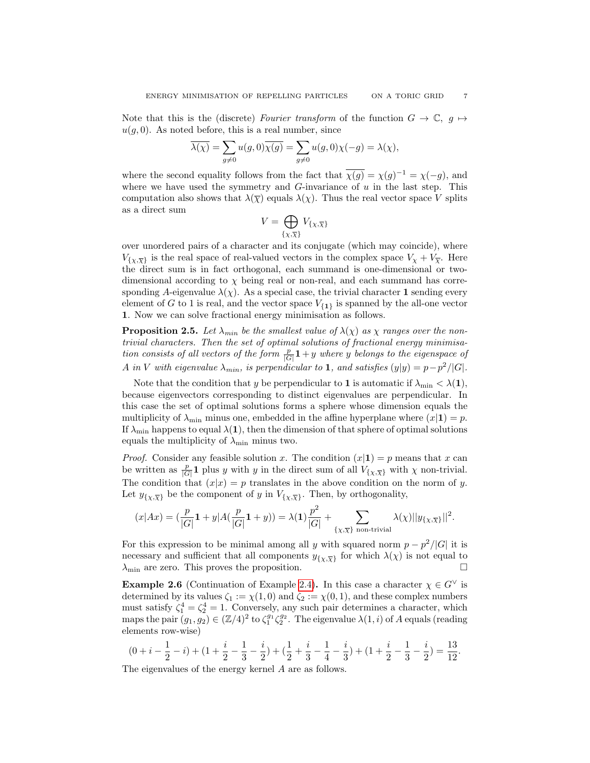Note that this is the (discrete) *Fourier transform* of the function $G \to \mathbb{C}$, $g \mapsto u(g, 0)$. As noted before, this is a real number, since

$$\overline{\lambda(\chi)} = \sum_{g \neq 0} u(g,0)\overline{\chi(g)} = \sum_{g \neq 0} u(g,0)\chi(-g) = \lambda(\chi),$$

where the second equality follows from the fact that $\overline{\chi(g)} = \chi(g)^{-1} = \chi(-g)$, and where we have used the symmetry and $G$-invariance of $u$ in the last step. This computation also shows that $\lambda(\overline{\chi})$ equals $\lambda(\chi)$. Thus the real vector space $V$ splits as a direct sum

$$V = \bigoplus_{\{\chi,\overline{\chi}\}} V_{\{\chi,\overline{\chi}\}}$$

over unordered pairs of a character and its conjugate (which may coincide), where $V_{\{\chi,\overline{\chi}\}}$ is the real space of real-valued vectors in the complex space $V_\chi + V_{\overline{\chi}}$. Here the direct sum is in fact orthogonal, each summand is one-dimensional or two-dimensional according to $\chi$ being real or non-real, and each summand has corresponding $A$-eigenvalue $\lambda(\chi)$. As a special case, the trivial character $\mathbf{1}$ sending every element of $G$ to 1 is real, and the vector space $V_{\{\mathbf{1}\}}$ is spanned by the all-one vector $\mathbf{1}$. Now we can solve fractional energy minimisation as follows.

**Proposition 2.5.** *Let $\lambda_{min}$ be the smallest value of $\lambda(\chi)$ as $\chi$ ranges over the non-trivial characters. Then the set of optimal solutions of fractional energy minimisation consists of all vectors of the form $\frac{p}{|G|}\mathbf{1} + y$ where $y$ belongs to the eigenspace of $A$ in $V$ with eigenvalue $\lambda_{min}$, is perpendicular to $\mathbf{1}$, and satisfies $(y|y) = p - p^2/|G|$.*

Note that the condition that $y$ be perpendicular to $\mathbf{1}$ is automatic if $\lambda_{\min} < \lambda(\mathbf{1})$, because eigenvectors corresponding to distinct eigenvalues are perpendicular. In this case the set of optimal solutions forms a sphere whose dimension equals the multiplicity of $\lambda_{\min}$ minus one, embedded in the affine hyperplane where $(x|\mathbf{1}) = p$. If $\lambda_{\min}$ happens to equal $\lambda(\mathbf{1})$, then the dimension of that sphere of optimal solutions equals the multiplicity of $\lambda_{\min}$ minus two.

*Proof.* Consider any feasible solution $x$. The condition $(x|\mathbf{1}) = p$ means that $x$ can be written as $\frac{p}{|G|}\mathbf{1}$ plus $y$ with $y$ in the direct sum of all $V_{\{\chi,\overline{\chi}\}}$ with $\chi$ non-trivial. The condition that $(x|x) = p$ translates in the above condition on the norm of $y$. Let $y_{\{\chi,\overline{\chi}\}}$ be the component of $y$ in $V_{\{\chi,\overline{\chi}\}}$. Then, by orthogonality,

$$(x|Ax) = (\frac{p}{|G|}\mathbf{1} + y|A(\frac{p}{|G|}\mathbf{1} + y)) = \lambda(\mathbf{1})\frac{p^2}{|G|} + \sum_{\{\chi,\overline{\chi}\} \text{ non-trivial}} \lambda(\chi)||y_{\{\chi,\overline{\chi}\}}||^2.$$

For this expression to be minimal among all $y$ with squared norm $p - p^2/|G|$ it is necessary and sufficient that all components $y_{\{\chi,\overline{\chi}\}}$ for which $\lambda(\chi)$ is not equal to $\lambda_{\min}$ are zero. This proves the proposition. □

**Example 2.6** (Continuation of Example 2.4)**.** In this case a character $\chi \in G^\vee$ is determined by its values $\zeta_1 := \chi(1,0)$ and $\zeta_2 := \chi(0,1)$, and these complex numbers must satisfy $\zeta_1^4 = \zeta_2^4 = 1$. Conversely, any such pair determines a character, which maps the pair $(g_1, g_2) \in (\mathbb{Z}/4)^2$ to $\zeta_1^{g_1}\zeta_2^{g_2}$. The eigenvalue $\lambda(1, i)$ of $A$ equals (reading elements row-wise)

$$(0 + i - \frac{1}{2} - i) + (1 + \frac{i}{2} - \frac{1}{3} - \frac{i}{2}) + (\frac{1}{2} + \frac{i}{3} - \frac{1}{4} - \frac{i}{3}) + (1 + \frac{i}{2} - \frac{1}{3} - \frac{i}{2}) = \frac{13}{12}.$$

The eigenvalues of the energy kernel $A$ are as follows.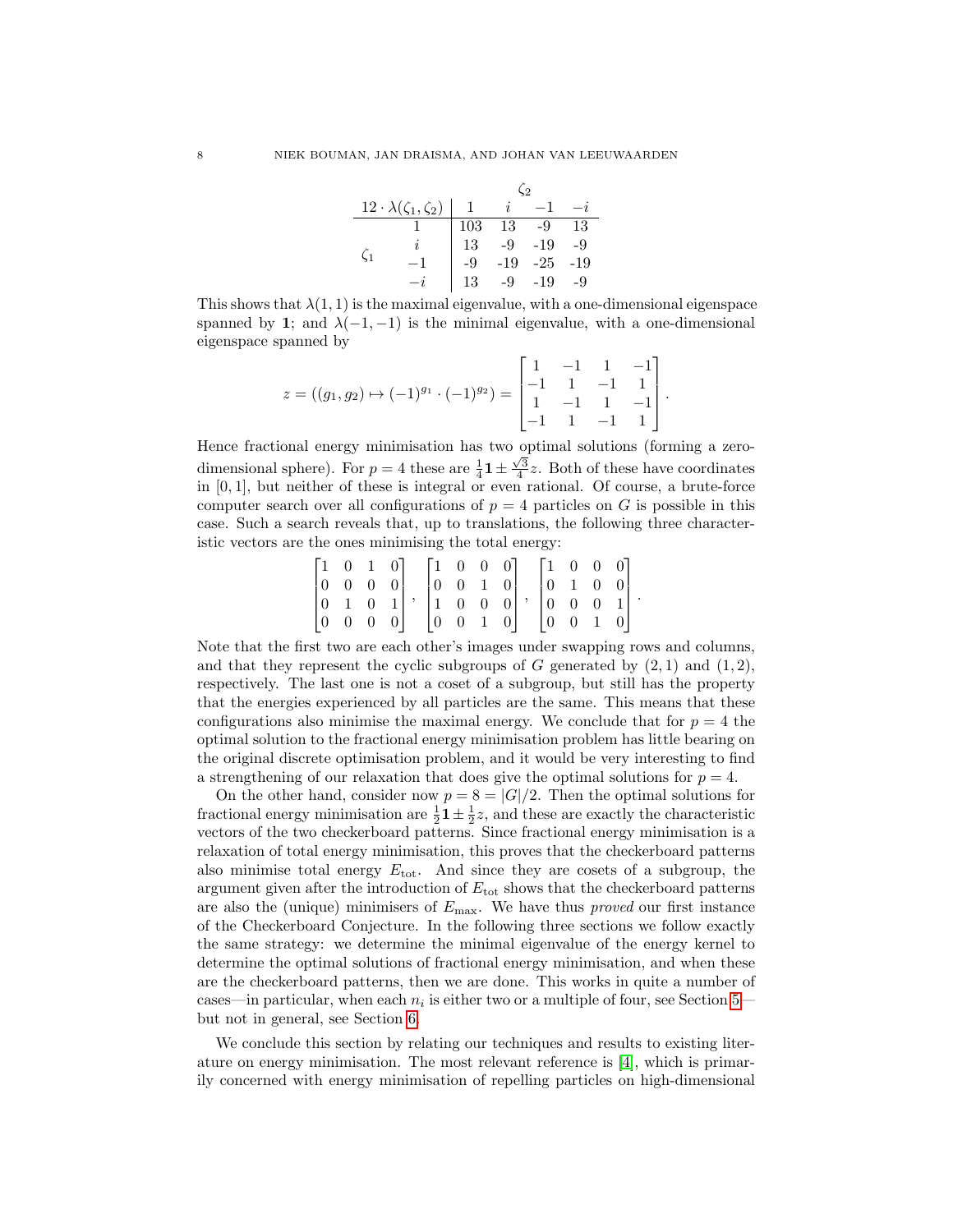|  |  | $\zeta_2$ |  |  |  |
|---|---|---|---|---|---|
| $12 \cdot \lambda(\zeta_1, \zeta_2)$ |  | $1$ | $i$ | $-1$ | $-i$ |
| $\zeta_1$ | $1$ | 103 | 13 | -9 | 13 |
|  | $i$ | 13 | -9 | -19 | -9 |
|  | $-1$ | -9 | -19 | -25 | -19 |
|  | $-i$ | 13 | -9 | -19 | -9 |

This shows that $\lambda(1, 1)$ is the maximal eigenvalue, with a one-dimensional eigenspace spanned by $\mathbf{1}$; and $\lambda(-1, -1)$ is the minimal eigenvalue, with a one-dimensional eigenspace spanned by

$$z = ((g_1, g_2) \mapsto (-1)^{g_1} \cdot (-1)^{g_2}) = \begin{bmatrix} 1 & -1 & 1 & -1 \\ -1 & 1 & -1 & 1 \\ 1 & -1 & 1 & -1 \\ -1 & 1 & -1 & 1 \end{bmatrix}.$$

Hence fractional energy minimisation has two optimal solutions (forming a zero-dimensional sphere). For $p = 4$ these are $\frac{1}{4}\mathbf{1} \pm \frac{\sqrt{3}}{4} z$. Both of these have coordinates in $[0, 1]$, but neither of these is integral or even rational. Of course, a brute-force computer search over all configurations of $p = 4$ particles on $G$ is possible in this case. Such a search reveals that, up to translations, the following three characteristic vectors are the ones minimising the total energy:

$$\begin{bmatrix} 1 & 0 & 1 & 0 \\ 0 & 0 & 0 & 0 \\ 0 & 1 & 0 & 1 \\ 0 & 0 & 0 & 0 \end{bmatrix}, \begin{bmatrix} 1 & 0 & 0 & 0 \\ 0 & 0 & 1 & 0 \\ 1 & 0 & 0 & 0 \\ 0 & 0 & 1 & 0 \end{bmatrix}, \begin{bmatrix} 1 & 0 & 0 & 0 \\ 0 & 1 & 0 & 0 \\ 0 & 0 & 0 & 1 \\ 0 & 0 & 1 & 0 \end{bmatrix}.$$

Note that the first two are each other's images under swapping rows and columns, and that they represent the cyclic subgroups of $G$ generated by $(2, 1)$ and $(1, 2)$, respectively. The last one is not a coset of a subgroup, but still has the property that the energies experienced by all particles are the same. This means that these configurations also minimise the maximal energy. We conclude that for $p = 4$ the optimal solution to the fractional energy minimisation problem has little bearing on the original discrete optimisation problem, and it would be very interesting to find a strengthening of our relaxation that does give the optimal solutions for $p = 4$.

On the other hand, consider now $p = 8 = |G|/2$. Then the optimal solutions for fractional energy minimisation are $\frac{1}{2}\mathbf{1} \pm \frac{1}{2} z$, and these are exactly the characteristic vectors of the two checkerboard patterns. Since fractional energy minimisation is a relaxation of total energy minimisation, this proves that the checkerboard patterns also minimise total energy $E_{\text{tot}}$. And since they are cosets of a subgroup, the argument given after the introduction of $E_{\text{tot}}$ shows that the checkerboard patterns are also the (unique) minimisers of $E_{\text{max}}$. We have thus *proved* our first instance of the Checkerboard Conjecture. In the following three sections we follow exactly the same strategy: we determine the minimal eigenvalue of the energy kernel to determine the optimal solutions of fractional energy minimisation, and when these are the checkerboard patterns, then we are done. This works in quite a number of cases—in particular, when each $n_i$ is either two or a multiple of four, see Section 5—but not in general, see Section 6.

We conclude this section by relating our techniques and results to existing literature on energy minimisation. The most relevant reference is [4], which is primarily concerned with energy minimisation of repelling particles on high-dimensional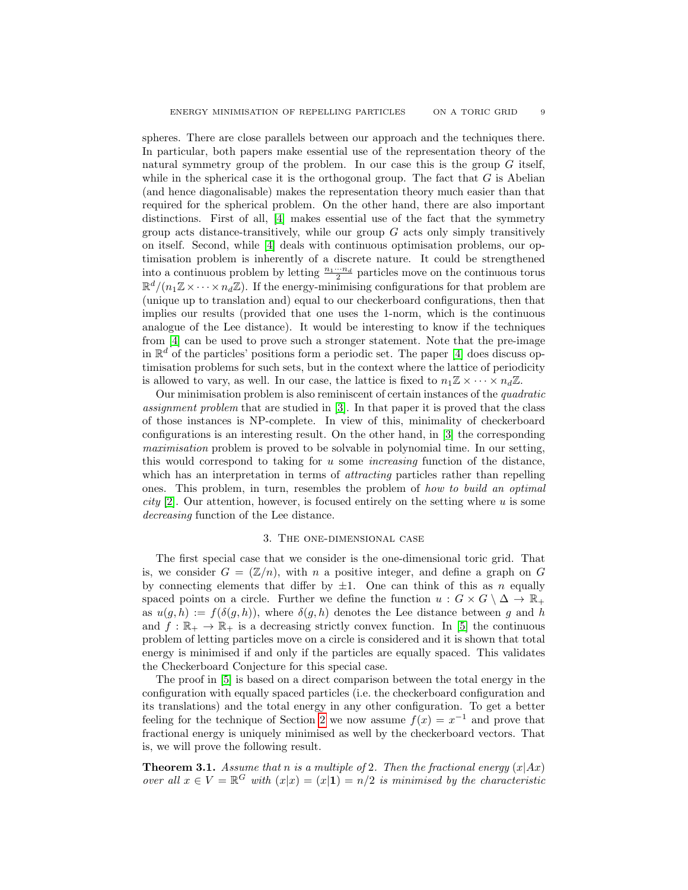spheres. There are close parallels between our approach and the techniques there. In particular, both papers make essential use of the representation theory of the natural symmetry group of the problem. In our case this is the group $G$ itself, while in the spherical case it is the orthogonal group. The fact that $G$ is Abelian (and hence diagonalisable) makes the representation theory much easier than that required for the spherical problem. On the other hand, there are also important distinctions. First of all, [4] makes essential use of the fact that the symmetry group acts distance-transitively, while our group $G$ acts only simply transitively on itself. Second, while [4] deals with continuous optimisation problems, our optimisation problem is inherently of a discrete nature. It could be strengthened into a continuous problem by letting $\frac{n_1 \cdots n_d}{2}$ particles move on the continuous torus $\mathbb{R}^d/(n_1\mathbb{Z} \times \cdots \times n_d\mathbb{Z})$. If the energy-minimising configurations for that problem are (unique up to translation and) equal to our checkerboard configurations, then that implies our results (provided that one uses the 1-norm, which is the continuous analogue of the Lee distance). It would be interesting to know if the techniques from [4] can be used to prove such a stronger statement. Note that the pre-image in $\mathbb{R}^d$ of the particles' positions form a periodic set. The paper [4] does discuss optimisation problems for such sets, but in the context where the lattice of periodicity is allowed to vary, as well. In our case, the lattice is fixed to $n_1\mathbb{Z} \times \cdots n_d\mathbb{Z}$.

Our minimisation problem is also reminiscent of certain instances of the *quadratic assignment problem* that are studied in [3]. In that paper it is proved that the class of those instances is NP-complete. In view of this, minimality of checkerboard configurations is an interesting result. On the other hand, in [3] the corresponding *maximisation* problem is proved to be solvable in polynomial time. In our setting, this would correspond to taking for $u$ some *increasing* function of the distance, which has an interpretation in terms of *attracting* particles rather than repelling ones. This problem, in turn, resembles the problem of *how to build an optimal city* [2]. Our attention, however, is focused entirely on the setting where $u$ is some *decreasing* function of the Lee distance.

## 3. The one-dimensional case

The first special case that we consider is the one-dimensional toric grid. That is, we consider $G = (\mathbb{Z}/n)$, with $n$ a positive integer, and define a graph on $G$ by connecting elements that differ by $\pm 1$. One can think of this as $n$ equally spaced points on a circle. Further we define the function $u : G \times G \setminus \Delta \to \mathbb{R}_+$ as $u(g, h) := f(\delta(g, h))$, where $\delta(g, h)$ denotes the Lee distance between $g$ and $h$ and $f : \mathbb{R}_+ \to \mathbb{R}_+$ is a decreasing strictly convex function. In [5] the continuous problem of letting particles move on a circle is considered and it is shown that total energy is minimised if and only if the particles are equally spaced. This validates the Checkerboard Conjecture for this special case.

The proof in [5] is based on a direct comparison between the total energy in the configuration with equally spaced particles (i.e. the checkerboard configuration and its translations) and the total energy in any other configuration. To get a better feeling for the technique of Section 2 we now assume $f(x) = x^{-1}$ and prove that fractional energy is uniquely minimised as well by the checkerboard vectors. That is, we will prove the following result.

**Theorem 3.1.** *Assume that $n$ is a multiple of 2. Then the fractional energy $(x|Ax)$ over all $x \in V = \mathbb{R}^G$ with $(x|x) = (x|\mathbf{1}) = n/2$ is minimised by the characteristic*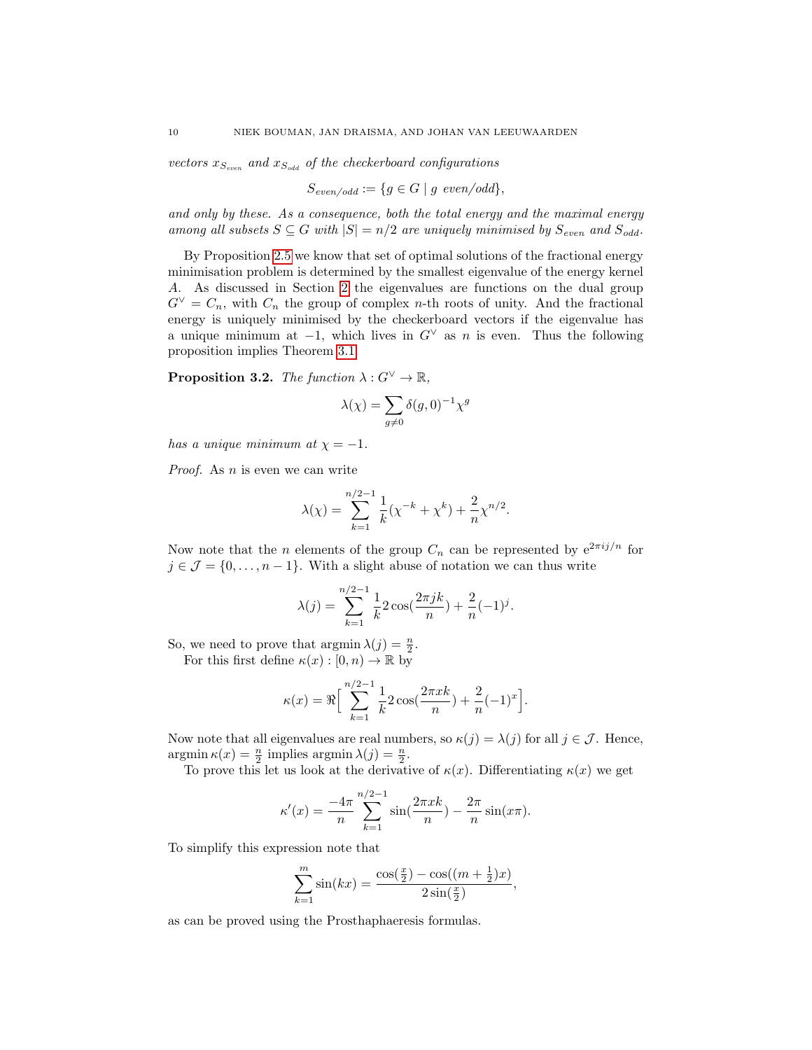*vectors $x_{S_{even}}$ and $x_{S_{odd}}$ of the checkerboard configurations*

$$S_{even/odd} := \{g \in G \mid g \text{ even/odd}\},$$

*and only by these. As a consequence, both the total energy and the maximal energy among all subsets $S \subseteq G$ with $|S| = n/2$ are uniquely minimised by $S_{even}$ and $S_{odd}$.*

By Proposition 2.5 we know that set of optimal solutions of the fractional energy minimisation problem is determined by the smallest eigenvalue of the energy kernel $A$. As discussed in Section 2 the eigenvalues are functions on the dual group $G^\vee = C_n$, with $C_n$ the group of complex $n$-th roots of unity. And the fractional energy is uniquely minimised by the checkerboard vectors if the eigenvalue has a unique minimum at $-1$, which lives in $G^\vee$ as $n$ is even. Thus the following proposition implies Theorem 3.1.

**Proposition 3.2.** *The function $\lambda : G^\vee \to \mathbb{R}$,*

$$\lambda(\chi) = \sum_{g \neq 0} \delta(g,0)^{-1} \chi^g$$

*has a unique minimum at $\chi = -1$.*

*Proof.* As $n$ is even we can write

$$\lambda(\chi) = \sum_{k=1}^{n/2-1} \frac{1}{k}(\chi^{-k} + \chi^k) + \frac{2}{n}\chi^{n/2}.$$

Now note that the $n$ elements of the group $C_n$ can be represented by $e^{2\pi i j/n}$ for $j \in \mathcal{J} = \{0, \ldots, n-1\}$. With a slight abuse of notation we can thus write

$$\lambda(j) = \sum_{k=1}^{n/2-1} \frac{1}{k} 2\cos(\frac{2\pi jk}{n}) + \frac{2}{n}(-1)^j.$$

So, we need to prove that $\operatorname{argmin} \lambda(j) = \frac{n}{2}$.

For this first define $\kappa(x) : [0,n) \to \mathbb{R}$ by

$$\kappa(x) = \Re\Big[\sum_{k=1}^{n/2-1} \frac{1}{k} 2\cos(\frac{2\pi xk}{n}) + \frac{2}{n}(-1)^x\Big].$$

Now note that all eigenvalues are real numbers, so $\kappa(j) = \lambda(j)$ for all $j \in \mathcal{J}$. Hence, $\operatorname{argmin} \kappa(x) = \frac{n}{2}$ implies $\operatorname{argmin} \lambda(j) = \frac{n}{2}$.

To prove this let us look at the derivative of $\kappa(x)$. Differentiating $\kappa(x)$ we get

$$\kappa'(x) = \frac{-4\pi}{n} \sum_{k=1}^{n/2-1} \sin(\frac{2\pi xk}{n}) - \frac{2\pi}{n}\sin(x\pi).$$

To simplify this expression note that

$$\sum_{k=1}^{m} \sin(kx) = \frac{\cos(\frac{x}{2}) - \cos((m+\frac{1}{2})x)}{2\sin(\frac{x}{2})},$$

as can be proved using the Prosthaphaeresis formulas.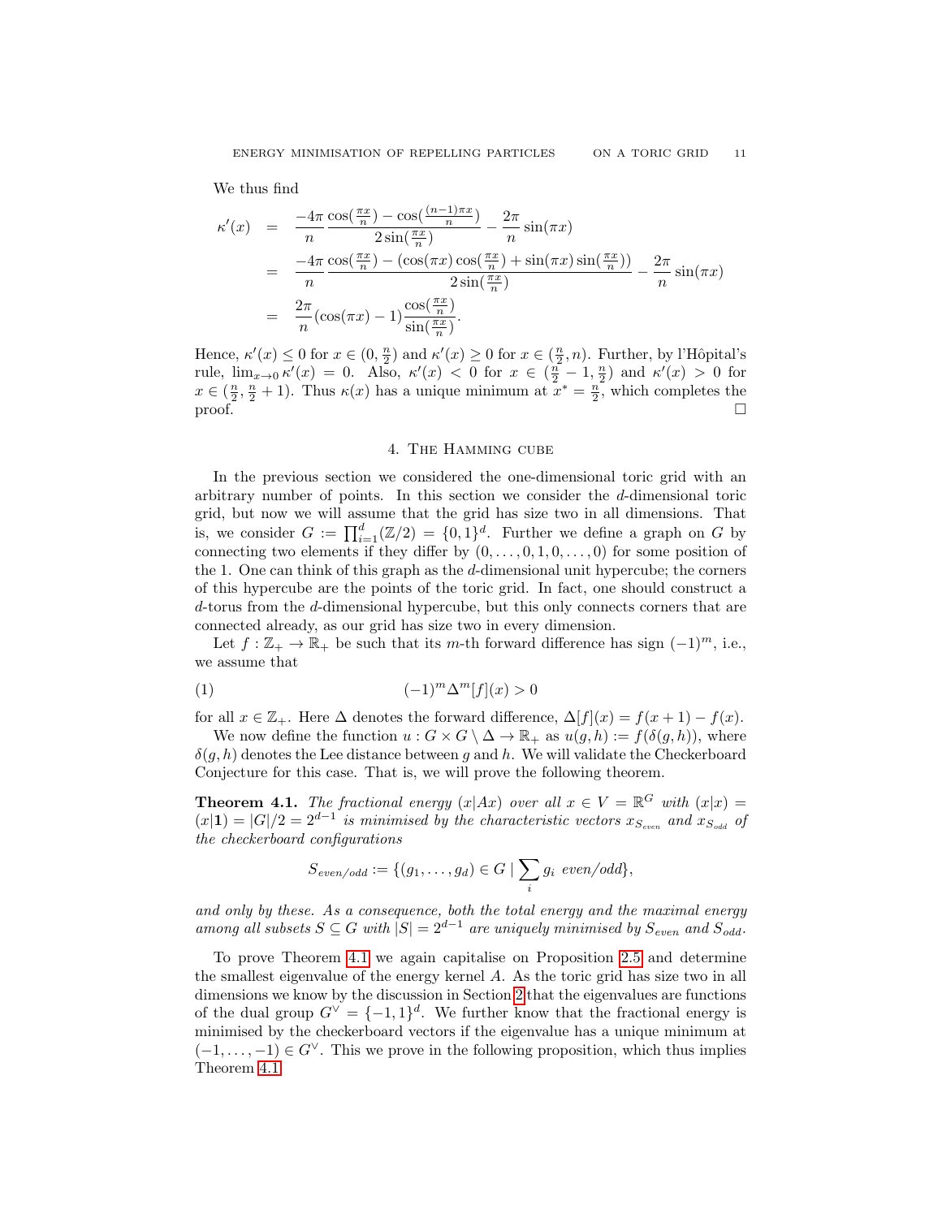We thus find

$$
\begin{aligned}
\kappa'(x) &= \frac{-4\pi}{n} \frac{\cos(\frac{\pi x}{n}) - \cos(\frac{(n-1)\pi x}{n})}{2\sin(\frac{\pi x}{n})} - \frac{2\pi}{n}\sin(\pi x) \\
&= \frac{-4\pi}{n} \frac{\cos(\frac{\pi x}{n}) - (\cos(\pi x)\cos(\frac{\pi x}{n}) + \sin(\pi x)\sin(\frac{\pi x}{n}))}{2\sin(\frac{\pi x}{n})} - \frac{2\pi}{n}\sin(\pi x) \\
&= \frac{2\pi}{n}(\cos(\pi x) - 1)\frac{\cos(\frac{\pi x}{n})}{\sin(\frac{\pi x}{n})}.
\end{aligned}
$$

Hence, $\kappa'(x) \leq 0$ for $x \in (0, \frac{n}{2})$ and $\kappa'(x) \geq 0$ for $x \in (\frac{n}{2}, n)$. Further, by l'Hôpital's rule, $\lim_{x \to 0} \kappa'(x) = 0$. Also, $\kappa'(x) < 0$ for $x \in (\frac{n}{2} - 1, \frac{n}{2})$ and $\kappa'(x) > 0$ for $x \in (\frac{n}{2}, \frac{n}{2} + 1)$. Thus $\kappa(x)$ has a unique minimum at $x^* = \frac{n}{2}$, which completes the proof. □

## 4. The Hamming cube

In the previous section we considered the one-dimensional toric grid with an arbitrary number of points. In this section we consider the $d$-dimensional toric grid, but now we will assume that the grid has size two in all dimensions. That is, we consider $G := \prod_{i=1}^{d}(\mathbb{Z}/2) = \{0,1\}^d$. Further we define a graph on $G$ by connecting two elements if they differ by $(0, \ldots, 0, 1, 0, \ldots, 0)$ for some position of the 1. One can think of this graph as the $d$-dimensional unit hypercube; the corners of this hypercube are the points of the toric grid. In fact, one should construct a $d$-torus from the $d$-dimensional hypercube, but this only connects corners that are connected already, as our grid has size two in every dimension.

Let $f : \mathbb{Z}_+ \to \mathbb{R}_+$ be such that its $m$-th forward difference has sign $(-1)^m$, i.e., we assume that

$$
(-1)^m \Delta^m[f](x) > 0 \tag{1}
$$

for all $x \in \mathbb{Z}_+$. Here $\Delta$ denotes the forward difference, $\Delta[f](x) = f(x+1) - f(x)$.

We now define the function $u : G \times G \setminus \Delta \to \mathbb{R}_+$ as $u(g,h) := f(\delta(g,h))$, where $\delta(g,h)$ denotes the Lee distance between $g$ and $h$. We will validate the Checkerboard Conjecture for this case. That is, we will prove the following theorem.

**Theorem 4.1.** *The fractional energy $(x|Ax)$ over all $x \in V = \mathbb{R}^G$ with $(x|x) = (x|\mathbf{1}) = |G|/2 = 2^{d-1}$ is minimised by the characteristic vectors $x_{S_{even}}$ and $x_{S_{odd}}$ of the checkerboard configurations*

$$
S_{even/odd} := \{(g_1, \ldots, g_d) \in G \mid \sum_i g_i \text{ even/odd}\},
$$

*and only by these. As a consequence, both the total energy and the maximal energy among all subsets $S \subseteq G$ with $|S| = 2^{d-1}$ are uniquely minimised by $S_{even}$ and $S_{odd}$.*

To prove Theorem 4.1 we again capitalise on Proposition 2.5 and determine the smallest eigenvalue of the energy kernel $A$. As the toric grid has size two in all dimensions we know by the discussion in Section 2 that the eigenvalues are functions of the dual group $G^\vee = \{-1,1\}^d$. We further know that the fractional energy is minimised by the checkerboard vectors if the eigenvalue has a unique minimum at $(-1, \ldots, -1) \in G^\vee$. This we prove in the following proposition, which thus implies Theorem 4.1.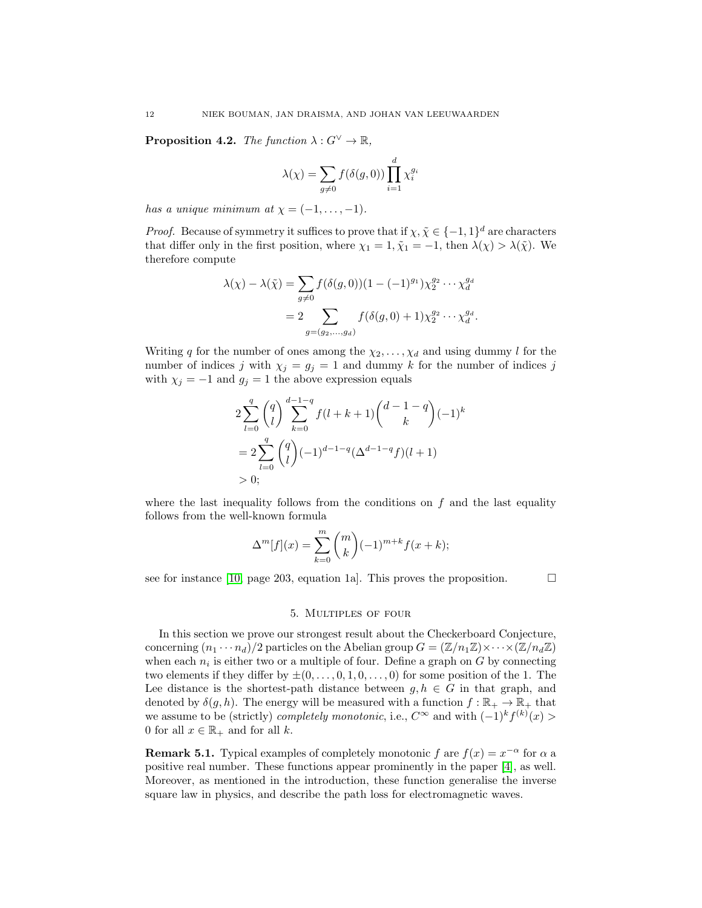**Proposition 4.2.** *The function $\lambda : G^\vee \to \mathbb{R}$,*

$$\lambda(\chi) = \sum_{g \neq 0} f(\delta(g, 0)) \prod_{i=1}^{d} \chi_i^{g_i}$$

*has a unique minimum at $\chi = (-1, \ldots, -1)$.*

*Proof.* Because of symmetry it suffices to prove that if $\chi, \tilde{\chi} \in \{-1, 1\}^d$ are characters that differ only in the first position, where $\chi_1 = 1, \tilde{\chi}_1 = -1$, then $\lambda(\chi) > \lambda(\tilde{\chi})$. We therefore compute

$$\begin{aligned}
\lambda(\chi) - \lambda(\tilde{\chi}) &= \sum_{g \neq 0} f(\delta(g, 0))(1 - (-1)^{g_1}) \chi_2^{g_2} \cdots \chi_d^{g_d} \\
&= 2 \sum_{g = (g_2, \ldots, g_d)} f(\delta(g, 0) + 1) \chi_2^{g_2} \cdots \chi_d^{g_d}.
\end{aligned}$$

Writing $q$ for the number of ones among the $\chi_2, \ldots, \chi_d$ and using dummy $l$ for the number of indices $j$ with $\chi_j = g_j = 1$ and dummy $k$ for the number of indices $j$ with $\chi_j = -1$ and $g_j = 1$ the above expression equals

$$\begin{aligned}
&2 \sum_{l=0}^{q} \binom{q}{l} \sum_{k=0}^{d-1-q} f(l + k + 1) \binom{d-1-q}{k} (-1)^k \\
&= 2 \sum_{l=0}^{q} \binom{q}{l} (-1)^{d-1-q} (\Delta^{d-1-q} f)(l + 1) \\
&> 0;
\end{aligned}$$

where the last inequality follows from the conditions on $f$ and the last equality follows from the well-known formula

$$\Delta^m[f](x) = \sum_{k=0}^{m} \binom{m}{k} (-1)^{m+k} f(x + k);$$

see for instance [10, page 203, equation 1a]. This proves the proposition. □

## 5. Multiples of four

In this section we prove our strongest result about the Checkerboard Conjecture, concerning $(n_1 \cdots n_d)/2$ particles on the Abelian group $G = (\mathbb{Z}/n_1\mathbb{Z}) \times \cdots \times (\mathbb{Z}/n_d\mathbb{Z})$ when each $n_i$ is either two or a multiple of four. Define a graph on $G$ by connecting two elements if they differ by $\pm(0, \ldots, 0, 1, 0, \ldots, 0)$ for some position of the 1. The Lee distance is the shortest-path distance between $g, h \in G$ in that graph, and denoted by $\delta(g, h)$. The energy will be measured with a function $f : \mathbb{R}_+ \to \mathbb{R}_+$ that we assume to be (strictly) *completely monotonic*, i.e., $C^\infty$ and with $(-1)^k f^{(k)}(x) > 0$ for all $x \in \mathbb{R}_+$ and for all $k$.

**Remark 5.1.** Typical examples of completely monotonic $f$ are $f(x) = x^{-\alpha}$ for $\alpha$ a positive real number. These functions appear prominently in the paper [4], as well. Moreover, as mentioned in the introduction, these function generalise the inverse square law in physics, and describe the path loss for electromagnetic waves.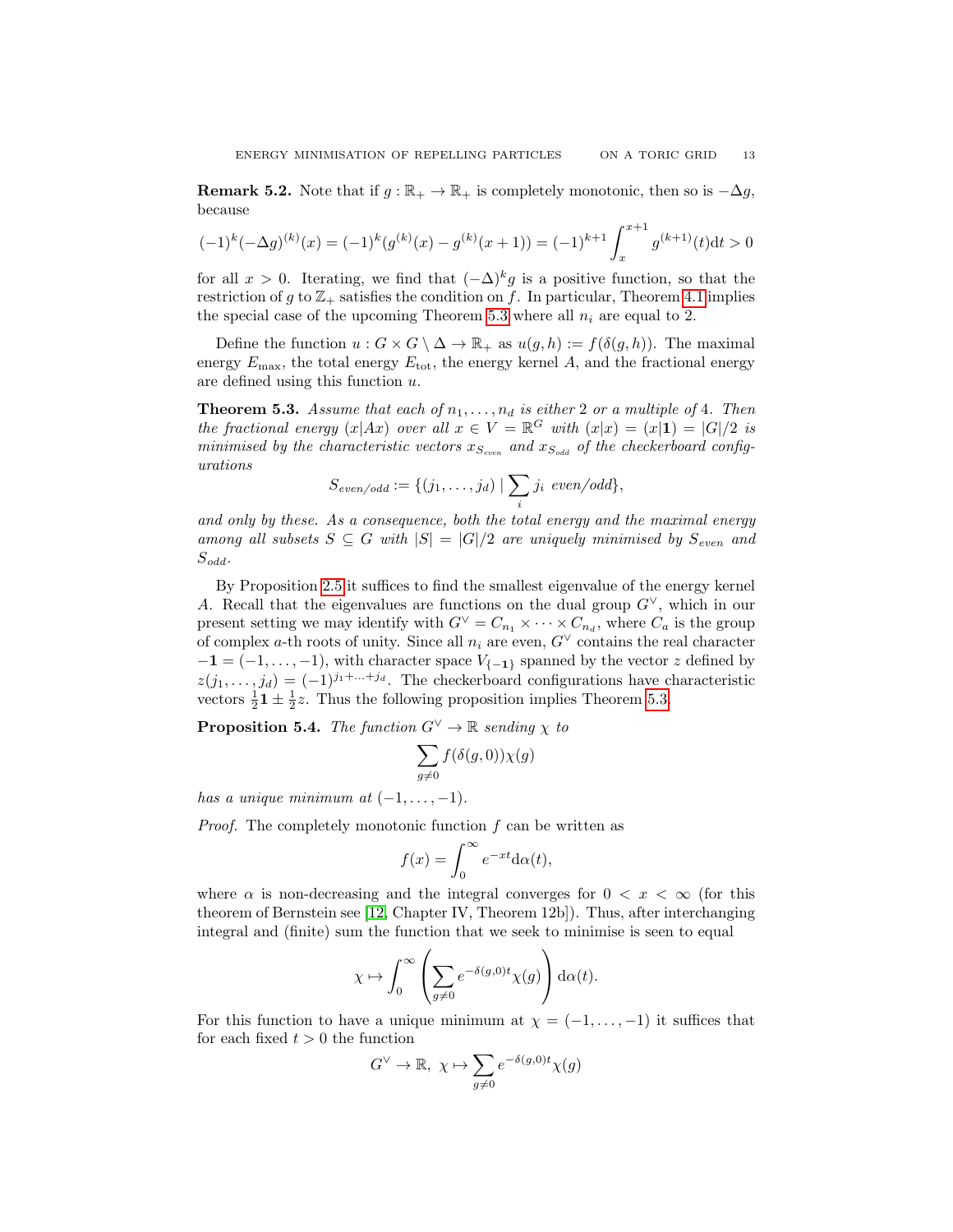**Remark 5.2.** Note that if $g : \mathbb{R}_+ \to \mathbb{R}_+$ is completely monotonic, then so is $-\Delta g$, because

$$(-1)^k(-\Delta g)^{(k)}(x) = (-1)^k(g^{(k)}(x) - g^{(k)}(x+1)) = (-1)^{k+1}\int_x^{x+1} g^{(k+1)}(t)\mathrm{d}t > 0$$

for all $x > 0$. Iterating, we find that $(-\Delta)^k g$ is a positive function, so that the restriction of $g$ to $\mathbb{Z}_+$ satisfies the condition on $f$. In particular, Theorem 4.1 implies the special case of the upcoming Theorem 5.3 where all $n_i$ are equal to 2.

Define the function $u : G \times G \setminus \Delta \to \mathbb{R}_+$ as $u(g, h) := f(\delta(g, h))$. The maximal energy $E_{\max}$, the total energy $E_{\text{tot}}$, the energy kernel $A$, and the fractional energy are defined using this function $u$.

**Theorem 5.3.** *Assume that each of $n_1, \ldots, n_d$ is either 2 or a multiple of 4. Then the fractional energy $(x|Ax)$ over all $x \in V = \mathbb{R}^G$ with $(x|x) = (x|\mathbf{1}) = |G|/2$ is minimised by the characteristic vectors $x_{S_{even}}$ and $x_{S_{odd}}$ of the checkerboard configurations*

$$S_{even/odd} := \{(j_1, \ldots, j_d) \mid \sum_i j_i \text{ even/odd}\},$$

*and only by these. As a consequence, both the total energy and the maximal energy among all subsets $S \subseteq G$ with $|S| = |G|/2$ are uniquely minimised by $S_{even}$ and $S_{odd}$.*

By Proposition 2.5 it suffices to find the smallest eigenvalue of the energy kernel $A$. Recall that the eigenvalues are functions on the dual group $G^\vee$, which in our present setting we may identify with $G^\vee = C_{n_1} \times \cdots \times C_{n_d}$, where $C_a$ is the group of complex $a$-th roots of unity. Since all $n_i$ are even, $G^\vee$ contains the real character $-\mathbf{1} = (-1, \ldots, -1)$, with character space $V_{\{-\mathbf{1}\}}$ spanned by the vector $z$ defined by $z(j_1, \ldots, j_d) = (-1)^{j_1 + \ldots + j_d}$. The checkerboard configurations have characteristic vectors $\frac{1}{2}\mathbf{1} \pm \frac{1}{2}z$. Thus the following proposition implies Theorem 5.3.

**Proposition 5.4.** *The function $G^\vee \to \mathbb{R}$ sending $\chi$ to*

$$\sum_{g \neq 0} f(\delta(g, 0))\chi(g)$$

*has a unique minimum at $(-1, \ldots, -1)$.*

*Proof.* The completely monotonic function $f$ can be written as

$$f(x) = \int_0^\infty e^{-xt}\mathrm{d}\alpha(t),$$

where $\alpha$ is non-decreasing and the integral converges for $0 < x < \infty$ (for this theorem of Bernstein see [12, Chapter IV, Theorem 12b]). Thus, after interchanging integral and (finite) sum the function that we seek to minimise is seen to equal

$$\chi \mapsto \int_0^\infty \left( \sum_{g \neq 0} e^{-\delta(g,0)t}\chi(g) \right) \mathrm{d}\alpha(t).$$

For this function to have a unique minimum at $\chi = (-1, \ldots, -1)$ it suffices that for each fixed $t > 0$ the function

$$G^\vee \to \mathbb{R}, \ \chi \mapsto \sum_{g \neq 0} e^{-\delta(g,0)t}\chi(g)$$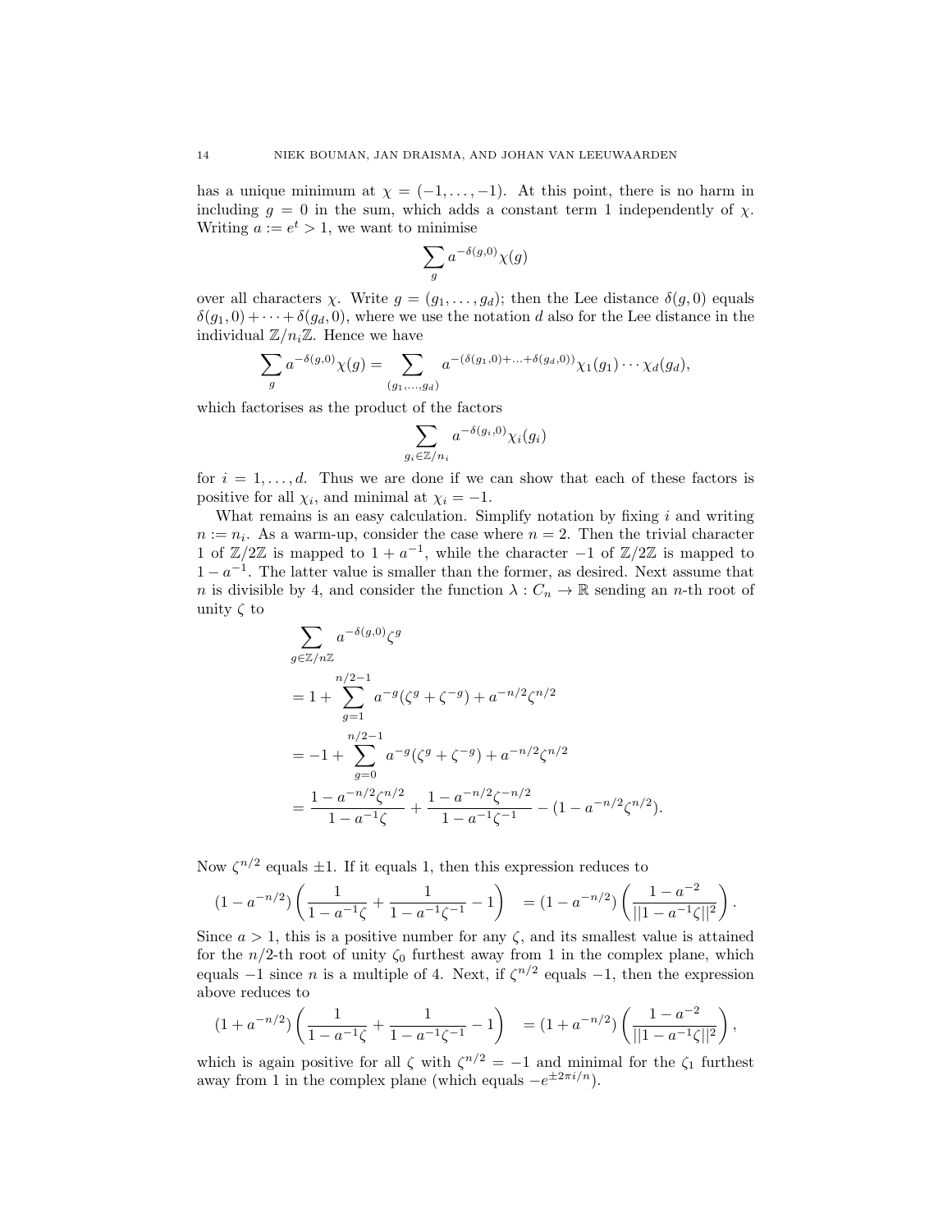has a unique minimum at $\chi = (-1, \ldots, -1)$. At this point, there is no harm in including $g = 0$ in the sum, which adds a constant term 1 independently of $\chi$. Writing $a := e^t > 1$, we want to minimise

$$\sum_g a^{-\delta(g,0)} \chi(g)$$

over all characters $\chi$. Write $g = (g_1, \ldots, g_d)$; then the Lee distance $\delta(g, 0)$ equals $\delta(g_1, 0) + \cdots + \delta(g_d, 0)$, where we use the notation $d$ also for the Lee distance in the individual $\mathbb{Z}/n_i\mathbb{Z}$. Hence we have

$$\sum_g a^{-\delta(g,0)} \chi(g) = \sum_{(g_1,\ldots,g_d)} a^{-(\delta(g_1,0)+\ldots+\delta(g_d,0))} \chi_1(g_1) \cdots \chi_d(g_d),$$

which factorises as the product of the factors

$$\sum_{g_i \in \mathbb{Z}/n_i} a^{-\delta(g_i,0)} \chi_i(g_i)$$

for $i = 1, \ldots, d$. Thus we are done if we can show that each of these factors is positive for all $\chi_i$, and minimal at $\chi_i = -1$.

What remains is an easy calculation. Simplify notation by fixing $i$ and writing $n := n_i$. As a warm-up, consider the case where $n = 2$. Then the trivial character 1 of $\mathbb{Z}/2\mathbb{Z}$ is mapped to $1 + a^{-1}$, while the character $-1$ of $\mathbb{Z}/2\mathbb{Z}$ is mapped to $1 - a^{-1}$. The latter value is smaller than the former, as desired. Next assume that $n$ is divisible by 4, and consider the function $\lambda : C_n \to \mathbb{R}$ sending an $n$-th root of unity $\zeta$ to

$$\begin{aligned}
&\sum_{g \in \mathbb{Z}/n\mathbb{Z}} a^{-\delta(g,0)} \zeta^g \\
&= 1 + \sum_{g=1}^{n/2-1} a^{-g}(\zeta^g + \zeta^{-g}) + a^{-n/2}\zeta^{n/2} \\
&= -1 + \sum_{g=0}^{n/2-1} a^{-g}(\zeta^g + \zeta^{-g}) + a^{-n/2}\zeta^{n/2} \\
&= \frac{1 - a^{-n/2}\zeta^{n/2}}{1 - a^{-1}\zeta} + \frac{1 - a^{-n/2}\zeta^{-n/2}}{1 - a^{-1}\zeta^{-1}} - (1 - a^{-n/2}\zeta^{n/2}).
\end{aligned}$$

Now $\zeta^{n/2}$ equals $\pm 1$. If it equals 1, then this expression reduces to

$$(1 - a^{-n/2}) \left( \frac{1}{1 - a^{-1}\zeta} + \frac{1}{1 - a^{-1}\zeta^{-1}} - 1 \right) \quad = (1 - a^{-n/2}) \left( \frac{1 - a^{-2}}{||1 - a^{-1}\zeta||^2} \right).$$

Since $a > 1$, this is a positive number for any $\zeta$, and its smallest value is attained for the $n/2$-th root of unity $\zeta_0$ furthest away from 1 in the complex plane, which equals $-1$ since $n$ is a multiple of 4. Next, if $\zeta^{n/2}$ equals $-1$, then the expression above reduces to

$$(1 + a^{-n/2}) \left( \frac{1}{1 - a^{-1}\zeta} + \frac{1}{1 - a^{-1}\zeta^{-1}} - 1 \right) \quad = (1 + a^{-n/2}) \left( \frac{1 - a^{-2}}{||1 - a^{-1}\zeta||^2} \right),$$

which is again positive for all $\zeta$ with $\zeta^{n/2} = -1$ and minimal for the $\zeta_1$ furthest away from 1 in the complex plane (which equals $-e^{\pm 2\pi i/n}$).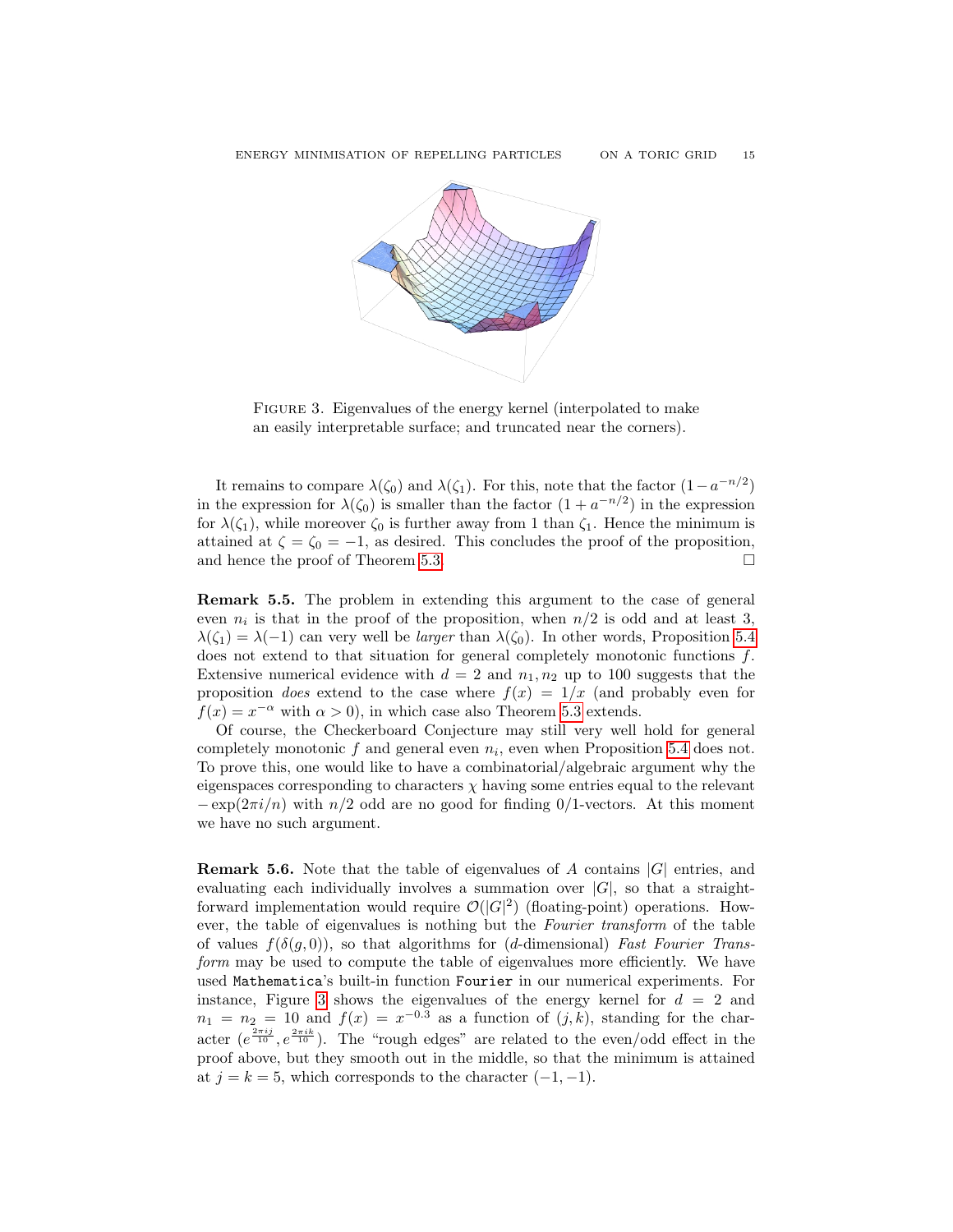FIGURE 3. Eigenvalues of the energy kernel (interpolated to make an easily interpretable surface; and truncated near the corners).

It remains to compare $\lambda(\zeta_0)$ and $\lambda(\zeta_1)$. For this, note that the factor $(1-a^{-n/2})$ in the expression for $\lambda(\zeta_0)$ is smaller than the factor $(1+a^{-n/2})$ in the expression for $\lambda(\zeta_1)$, while moreover $\zeta_0$ is further away from 1 than $\zeta_1$. Hence the minimum is attained at $\zeta = \zeta_0 = -1$, as desired. This concludes the proof of the proposition, and hence the proof of Theorem 5.3. □

**Remark 5.5.** The problem in extending this argument to the case of general even $n_i$ is that in the proof of the proposition, when $n/2$ is odd and at least 3, $\lambda(\zeta_1) = \lambda(-1)$ can very well be *larger* than $\lambda(\zeta_0)$. In other words, Proposition 5.4 does not extend to that situation for general completely monotonic functions $f$. Extensive numerical evidence with $d = 2$ and $n_1, n_2$ up to 100 suggests that the proposition *does* extend to the case where $f(x) = 1/x$ (and probably even for $f(x) = x^{-\alpha}$ with $\alpha > 0$), in which case also Theorem 5.3 extends.

Of course, the Checkerboard Conjecture may still very well hold for general completely monotonic $f$ and general even $n_i$, even when Proposition 5.4 does not. To prove this, one would like to have a combinatorial/algebraic argument why the eigenspaces corresponding to characters $\chi$ having some entries equal to the relevant $-\exp(2\pi i/n)$ with $n/2$ odd are no good for finding 0/1-vectors. At this moment we have no such argument.

**Remark 5.6.** Note that the table of eigenvalues of $A$ contains $|G|$ entries, and evaluating each individually involves a summation over $|G|$, so that a straightforward implementation would require $\mathcal{O}(|G|^2)$ (floating-point) operations. However, the table of eigenvalues is nothing but the *Fourier transform* of the table of values $f(\delta(g, 0))$, so that algorithms for ($d$-dimensional) *Fast Fourier Transform* may be used to compute the table of eigenvalues more efficiently. We have used `Mathematica`'s built-in function `Fourier` in our numerical experiments. For instance, Figure 3 shows the eigenvalues of the energy kernel for $d = 2$ and $n_1 = n_2 = 10$ and $f(x) = x^{-0.3}$ as a function of $(j, k)$, standing for the character $(e^{\frac{2\pi ij}{10}}, e^{\frac{2\pi ik}{10}})$. The "rough edges" are related to the even/odd effect in the proof above, but they smooth out in the middle, so that the minimum is attained at $j = k = 5$, which corresponds to the character $(-1, -1)$.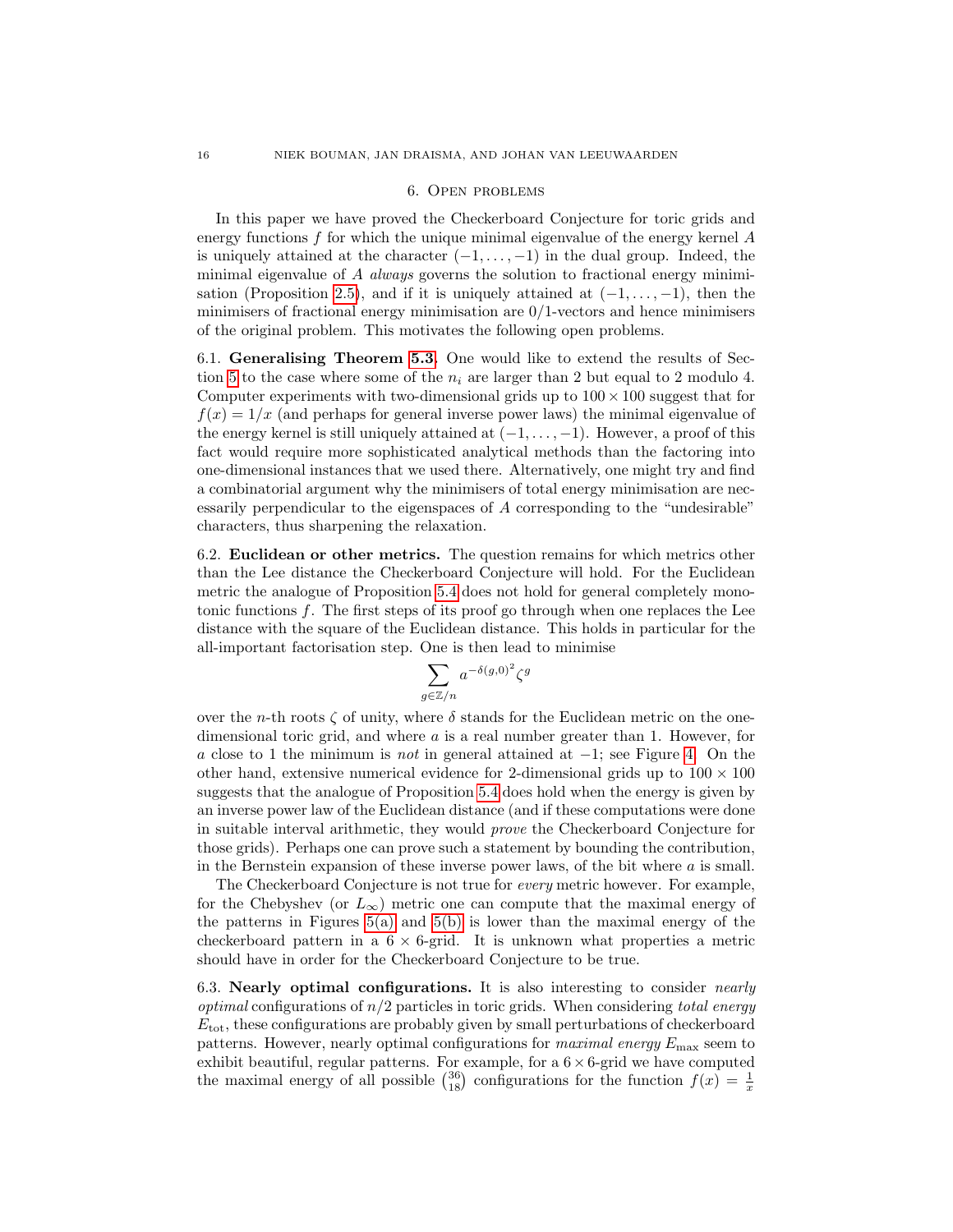## 6. Open problems

In this paper we have proved the Checkerboard Conjecture for toric grids and energy functions $f$ for which the unique minimal eigenvalue of the energy kernel $A$ is uniquely attained at the character $(-1, \ldots, -1)$ in the dual group. Indeed, the minimal eigenvalue of $A$ *always* governs the solution to fractional energy minimisation (Proposition 2.5), and if it is uniquely attained at $(-1, \ldots, -1)$, then the minimisers of fractional energy minimisation are 0/1-vectors and hence minimisers of the original problem. This motivates the following open problems.

**6.1. Generalising Theorem 5.3.** One would like to extend the results of Section 5 to the case where some of the $n_i$ are larger than 2 but equal to 2 modulo 4. Computer experiments with two-dimensional grids up to $100 \times 100$ suggest that for $f(x) = 1/x$ (and perhaps for general inverse power laws) the minimal eigenvalue of the energy kernel is still uniquely attained at $(-1, \ldots, -1)$. However, a proof of this fact would require more sophisticated analytical methods than the factoring into one-dimensional instances that we used there. Alternatively, one might try and find a combinatorial argument why the minimisers of total energy minimisation are necessarily perpendicular to the eigenspaces of $A$ corresponding to the "undesirable" characters, thus sharpening the relaxation.

**6.2. Euclidean or other metrics.** The question remains for which metrics other than the Lee distance the Checkerboard Conjecture will hold. For the Euclidean metric the analogue of Proposition 5.4 does not hold for general completely monotonic functions $f$. The first steps of its proof go through when one replaces the Lee distance with the square of the Euclidean distance. This holds in particular for the all-important factorisation step. One is then lead to minimise

$$\sum_{g \in \mathbb{Z}/n} a^{-\delta(g,0)^2} \zeta^g$$

over the $n$-th roots $\zeta$ of unity, where $\delta$ stands for the Euclidean metric on the one-dimensional toric grid, and where $a$ is a real number greater than 1. However, for $a$ close to 1 the minimum is *not* in general attained at $-1$; see Figure 4. On the other hand, extensive numerical evidence for 2-dimensional grids up to $100 \times 100$ suggests that the analogue of Proposition 5.4 does hold when the energy is given by an inverse power law of the Euclidean distance (and if these computations were done in suitable interval arithmetic, they would *prove* the Checkerboard Conjecture for those grids). Perhaps one can prove such a statement by bounding the contribution, in the Bernstein expansion of these inverse power laws, of the bit where $a$ is small.

The Checkerboard Conjecture is not true for *every* metric however. For example, for the Chebyshev (or $L_\infty$) metric one can compute that the maximal energy of the patterns in Figures 5(a) and 5(b) is lower than the maximal energy of the checkerboard pattern in a $6 \times 6$-grid. It is unknown what properties a metric should have in order for the Checkerboard Conjecture to be true.

**6.3. Nearly optimal configurations.** It is also interesting to consider *nearly optimal* configurations of $n/2$ particles in toric grids. When considering *total energy* $E_{\text{tot}}$, these configurations are probably given by small perturbations of checkerboard patterns. However, nearly optimal configurations for *maximal energy* $E_{\max}$ seem to exhibit beautiful, regular patterns. For example, for a $6 \times 6$-grid we have computed the maximal energy of all possible $\binom{36}{18}$ configurations for the function $f(x) = \frac{1}{x}$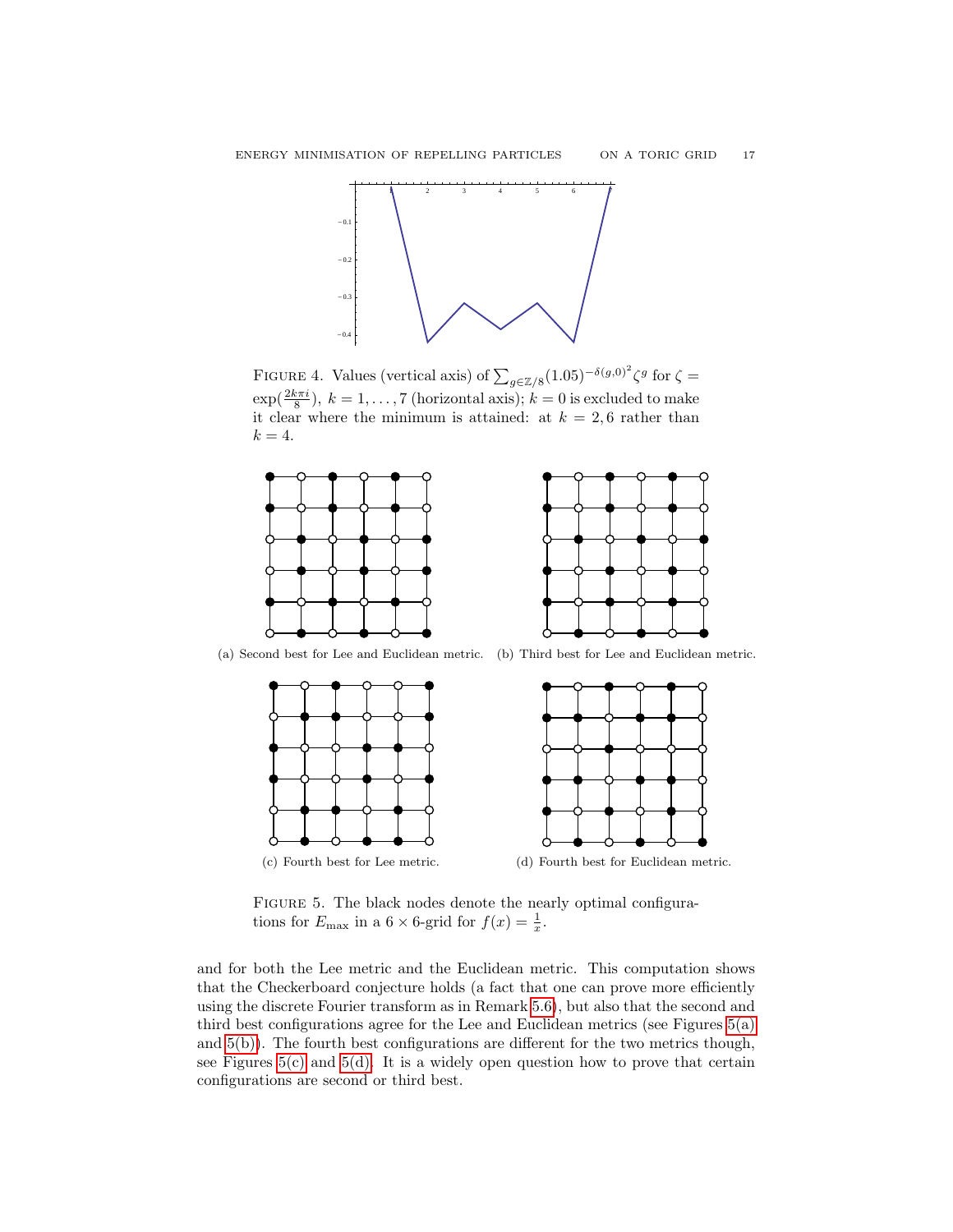FIGURE 4. Values (vertical axis) of $\sum_{g\in\mathbb{Z}/8}(1.05)^{-\delta(g,0)^2}\zeta^g$ for $\zeta = \exp(\frac{2k\pi i}{8})$, $k = 1,\ldots,7$ (horizontal axis); $k = 0$ is excluded to make it clear where the minimum is attained: at $k = 2, 6$ rather than $k = 4$.

(a) Second best for Lee and Euclidean metric.

(b) Third best for Lee and Euclidean metric.

(c) Fourth best for Lee metric.

(d) Fourth best for Euclidean metric.

FIGURE 5. The black nodes denote the nearly optimal configurations for $E_{\max}$ in a $6\times 6$-grid for $f(x) = \frac{1}{x}$.

and for both the Lee metric and the Euclidean metric. This computation shows that the Checkerboard conjecture holds (a fact that one can prove more efficiently using the discrete Fourier transform as in Remark 5.6), but also that the second and third best configurations agree for the Lee and Euclidean metrics (see Figures 5(a) and 5(b)). The fourth best configurations are different for the two metrics though, see Figures 5(c) and 5(d). It is a widely open question how to prove that certain configurations are second or third best.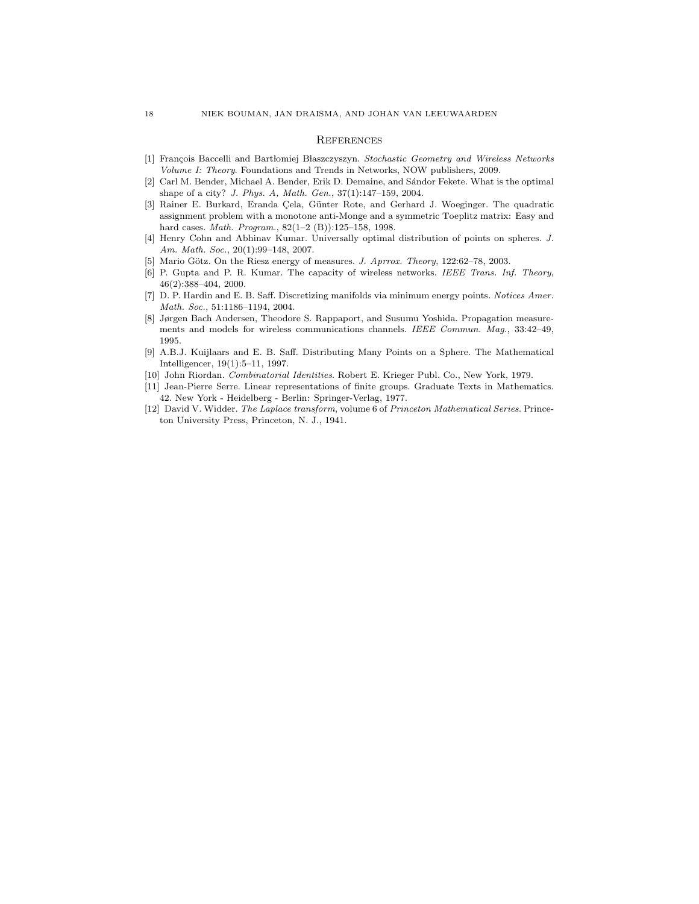## References

[1] François Baccelli and Bartłomiej Błaszczyszyn. *Stochastic Geometry and Wireless Networks Volume I: Theory*. Foundations and Trends in Networks, NOW publishers, 2009.

[2] Carl M. Bender, Michael A. Bender, Erik D. Demaine, and Sándor Fekete. What is the optimal shape of a city? *J. Phys. A, Math. Gen.*, 37(1):147–159, 2004.

[3] Rainer E. Burkard, Eranda Çela, Günter Rote, and Gerhard J. Woeginger. The quadratic assignment problem with a monotone anti-Monge and a symmetric Toeplitz matrix: Easy and hard cases. *Math. Program.*, 82(1–2 (B)):125–158, 1998.

[4] Henry Cohn and Abhinav Kumar. Universally optimal distribution of points on spheres. *J. Am. Math. Soc.*, 20(1):99–148, 2007.

[5] Mario Götz. On the Riesz energy of measures. *J. Aprrox. Theory*, 122:62–78, 2003.

[6] P. Gupta and P. R. Kumar. The capacity of wireless networks. *IEEE Trans. Inf. Theory*, 46(2):388–404, 2000.

[7] D. P. Hardin and E. B. Saff. Discretizing manifolds via minimum energy points. *Notices Amer. Math. Soc.*, 51:1186–1194, 2004.

[8] Jørgen Bach Andersen, Theodore S. Rappaport, and Susumu Yoshida. Propagation measurements and models for wireless communications channels. *IEEE Commun. Mag.*, 33:42–49, 1995.

[9] A.B.J. Kuijlaars and E. B. Saff. Distributing Many Points on a Sphere. The Mathematical Intelligencer, 19(1):5–11, 1997.

[10] John Riordan. *Combinatorial Identities*. Robert E. Krieger Publ. Co., New York, 1979.

[11] Jean-Pierre Serre. Linear representations of finite groups. Graduate Texts in Mathematics. 42. New York - Heidelberg - Berlin: Springer-Verlag, 1977.

[12] David V. Widder. *The Laplace transform*, volume 6 of *Princeton Mathematical Series*. Princeton University Press, Princeton, N. J., 1941.